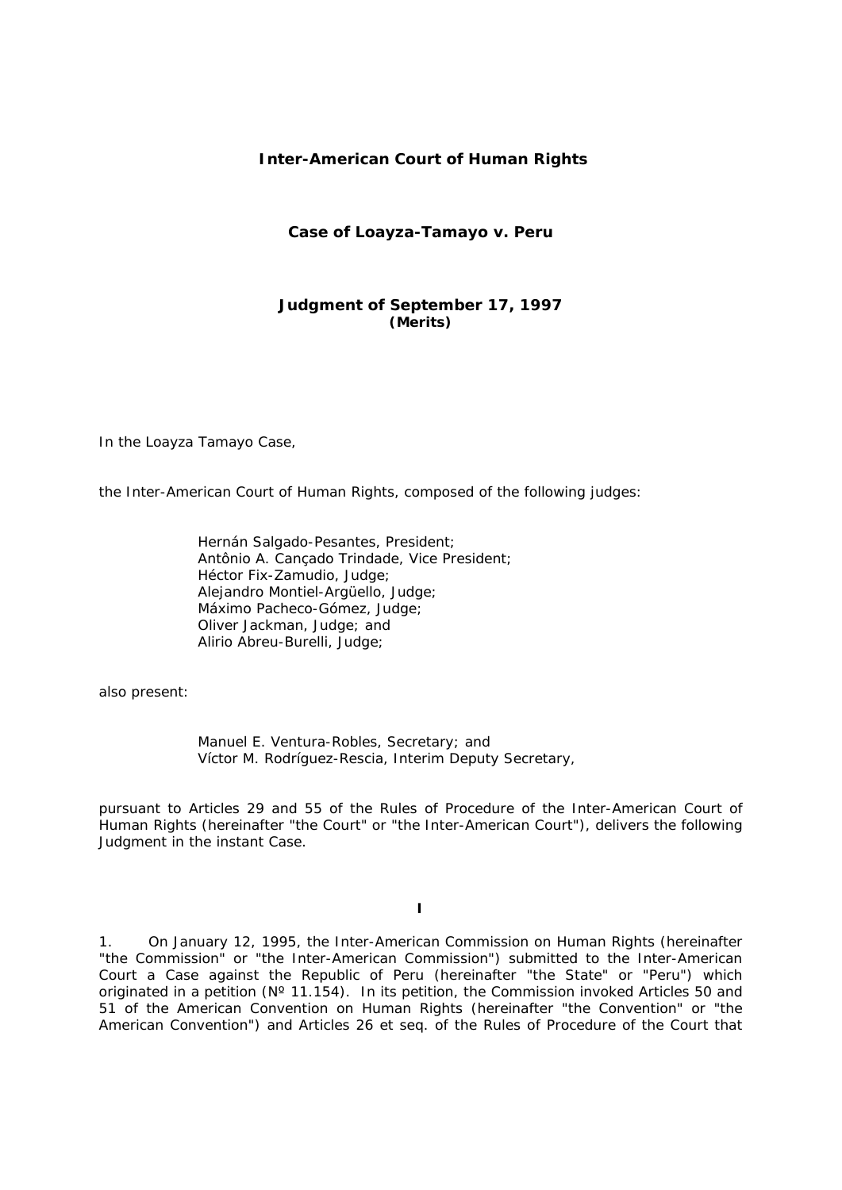**Inter-American Court of Human Rights**

**Case of Loayza-Tamayo v. Peru**

**Judgment of September 17, 1997**
**(Merits)**

In the Loayza Tamayo Case,

the Inter-American Court of Human Rights, composed of the following judges:

Hernán Salgado-Pesantes, President;
Antônio A. Cançado Trindade, Vice President;
Héctor Fix-Zamudio, Judge;
Alejandro Montiel-Argüello, Judge;
Máximo Pacheco-Gómez, Judge;
Oliver Jackman, Judge; and
Alirio Abreu-Burelli, Judge;

also present:

Manuel E. Ventura-Robles, Secretary; and
Víctor M. Rodríguez-Rescia, Interim Deputy Secretary,

pursuant to Articles 29 and 55 of the Rules of Procedure of the Inter-American Court of Human Rights (hereinafter "the Court" or "the Inter-American Court"), delivers the following Judgment in the instant Case.

**I**

1. On January 12, 1995, the Inter-American Commission on Human Rights (hereinafter "the Commission" or "the Inter-American Commission") submitted to the Inter-American Court a Case against the Republic of Peru (hereinafter "the State" or "Peru") which originated in a petition (Nº 11.154). In its petition, the Commission invoked Articles 50 and 51 of the American Convention on Human Rights (hereinafter "the Convention" or "the American Convention") and Articles 26 et seq. of the Rules of Procedure of the Court that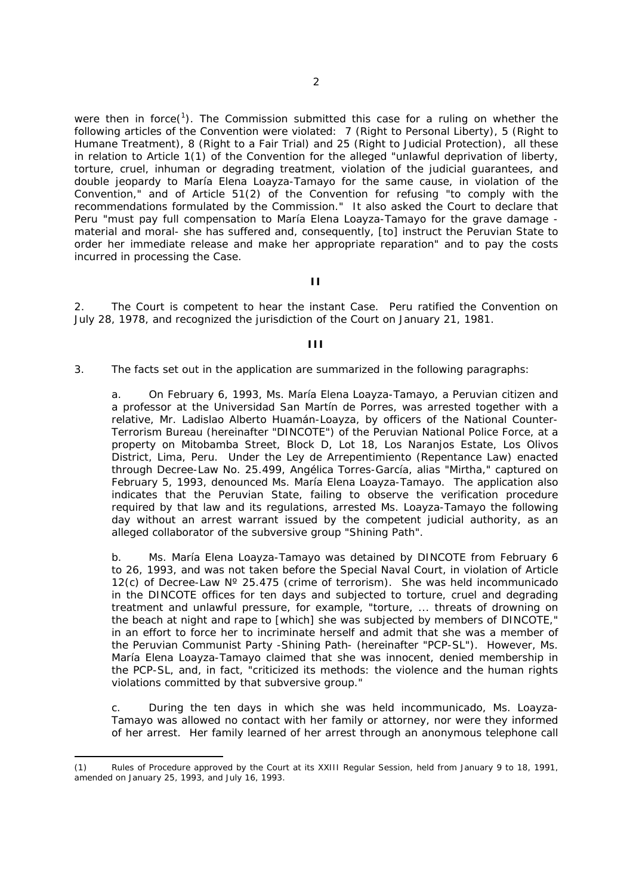were then in force[1]. The Commission submitted this case for a ruling on whether the following articles of the Convention were violated: 7 (Right to Personal Liberty), 5 (Right to Humane Treatment), 8 (Right to a Fair Trial) and 25 (Right to Judicial Protection), all these in relation to Article 1(1) of the Convention for the alleged "unlawful deprivation of liberty, torture, cruel, inhuman or degrading treatment, violation of the judicial guarantees, and double jeopardy to María Elena Loayza-Tamayo for the same cause, in violation of the Convention," and of Article 51(2) of the Convention for refusing "to comply with the recommendations formulated by the Commission." It also asked the Court to declare that Peru "must pay full compensation to María Elena Loayza-Tamayo for the grave damage - material and moral- she has suffered and, consequently, [to] instruct the Peruvian State to order her immediate release and make her appropriate reparation" and to pay the costs incurred in processing the Case.

**II**

2. The Court is competent to hear the instant Case. Peru ratified the Convention on July 28, 1978, and recognized the jurisdiction of the Court on January 21, 1981.

**III**

3. The facts set out in the application are summarized in the following paragraphs:

a. On February 6, 1993, Ms. María Elena Loayza-Tamayo, a Peruvian citizen and a professor at the Universidad San Martín de Porres, was arrested together with a relative, Mr. Ladislao Alberto Huamán-Loayza, by officers of the National Counter-Terrorism Bureau (hereinafter "DINCOTE") of the Peruvian National Police Force, at a property on Mitobamba Street, Block D, Lot 18, Los Naranjos Estate, Los Olivos District, Lima, Peru. Under the Ley de Arrepentimiento (Repentance Law) enacted through Decree-Law No. 25.499, Angélica Torres-García, alias "Mirtha," captured on February 5, 1993, denounced Ms. María Elena Loayza-Tamayo. The application also indicates that the Peruvian State, failing to observe the verification procedure required by that law and its regulations, arrested Ms. Loayza-Tamayo the following day without an arrest warrant issued by the competent judicial authority, as an alleged collaborator of the subversive group "Shining Path".

b. Ms. María Elena Loayza-Tamayo was detained by DINCOTE from February 6 to 26, 1993, and was not taken before the Special Naval Court, in violation of Article 12(c) of Decree-Law Nº 25.475 (crime of terrorism). She was held incommunicado in the DINCOTE offices for ten days and subjected to torture, cruel and degrading treatment and unlawful pressure, for example, "torture, ... threats of drowning on the beach at night and rape to [which] she was subjected by members of DINCOTE," in an effort to force her to incriminate herself and admit that she was a member of the Peruvian Communist Party -Shining Path- (hereinafter "PCP-SL"). However, Ms. María Elena Loayza-Tamayo claimed that she was innocent, denied membership in the PCP-SL, and, in fact, "criticized its methods: the violence and the human rights violations committed by that subversive group."

c. During the ten days in which she was held incommunicado, Ms. Loayza-Tamayo was allowed no contact with her family or attorney, nor were they informed of her arrest. Her family learned of her arrest through an anonymous telephone call

---

(1) Rules of Procedure approved by the Court at its XXIII Regular Session, held from January 9 to 18, 1991, amended on January 25, 1993, and July 16, 1993.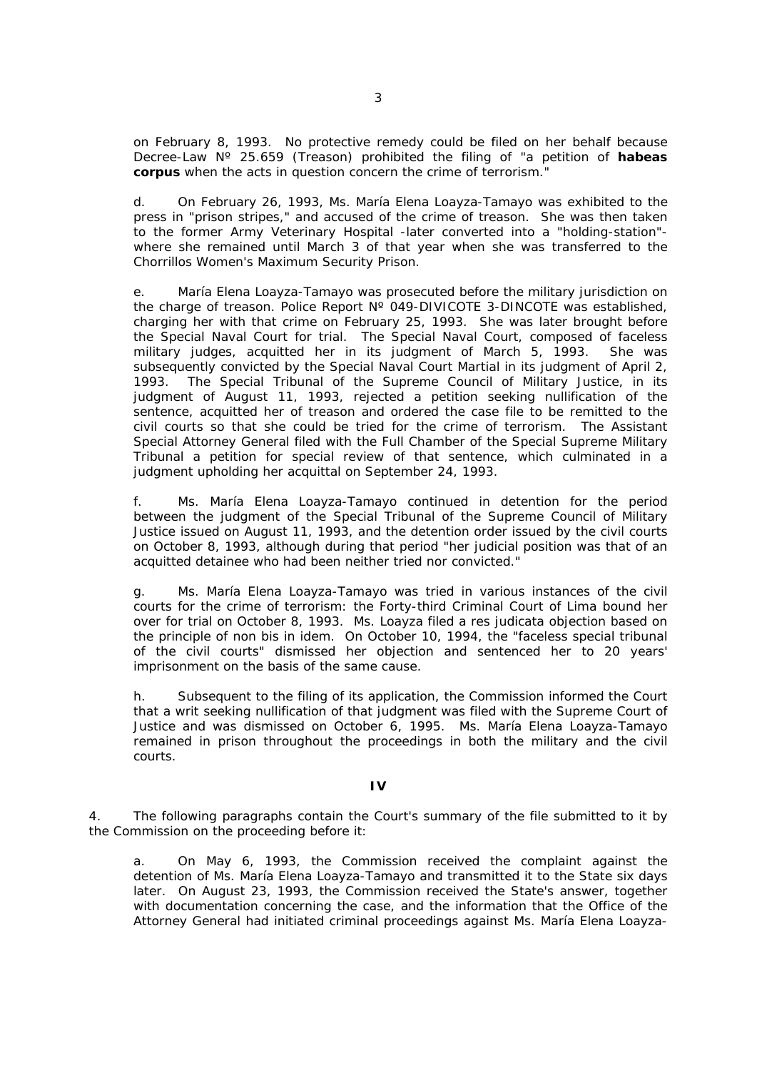on February 8, 1993. No protective remedy could be filed on her behalf because Decree-Law Nº 25.659 (Treason) prohibited the filing of "a petition of **habeas corpus** when the acts in question concern the crime of terrorism."

d. On February 26, 1993, Ms. María Elena Loayza-Tamayo was exhibited to the press in "prison stripes," and accused of the crime of treason. She was then taken to the former Army Veterinary Hospital -later converted into a "holding-station"- where she remained until March 3 of that year when she was transferred to the Chorrillos Women's Maximum Security Prison.

e. María Elena Loayza-Tamayo was prosecuted before the military jurisdiction on the charge of treason. Police Report Nº 049-DIVICOTE 3-DINCOTE was established, charging her with that crime on February 25, 1993. She was later brought before the Special Naval Court for trial. The Special Naval Court, composed of faceless military judges, acquitted her in its judgment of March 5, 1993. She was subsequently convicted by the Special Naval Court Martial in its judgment of April 2, 1993. The Special Tribunal of the Supreme Council of Military Justice, in its judgment of August 11, 1993, rejected a petition seeking nullification of the sentence, acquitted her of treason and ordered the case file to be remitted to the civil courts so that she could be tried for the crime of terrorism. The Assistant Special Attorney General filed with the Full Chamber of the Special Supreme Military Tribunal a petition for special review of that sentence, which culminated in a judgment upholding her acquittal on September 24, 1993.

f. Ms. María Elena Loayza-Tamayo continued in detention for the period between the judgment of the Special Tribunal of the Supreme Council of Military Justice issued on August 11, 1993, and the detention order issued by the civil courts on October 8, 1993, although during that period "her judicial position was that of an acquitted detainee who had been neither tried nor convicted."

g. Ms. María Elena Loayza-Tamayo was tried in various instances of the civil courts for the crime of terrorism: the Forty-third Criminal Court of Lima bound her over for trial on October 8, 1993. Ms. Loayza filed a res judicata objection based on the principle of non bis in idem. On October 10, 1994, the "faceless special tribunal of the civil courts" dismissed her objection and sentenced her to 20 years' imprisonment on the basis of the same cause.

h. Subsequent to the filing of its application, the Commission informed the Court that a writ seeking nullification of that judgment was filed with the Supreme Court of Justice and was dismissed on October 6, 1995. Ms. María Elena Loayza-Tamayo remained in prison throughout the proceedings in both the military and the civil courts.

## IV

4. The following paragraphs contain the Court's summary of the file submitted to it by the Commission on the proceeding before it:

a. On May 6, 1993, the Commission received the complaint against the detention of Ms. María Elena Loayza-Tamayo and transmitted it to the State six days later. On August 23, 1993, the Commission received the State's answer, together with documentation concerning the case, and the information that the Office of the Attorney General had initiated criminal proceedings against Ms. María Elena Loayza-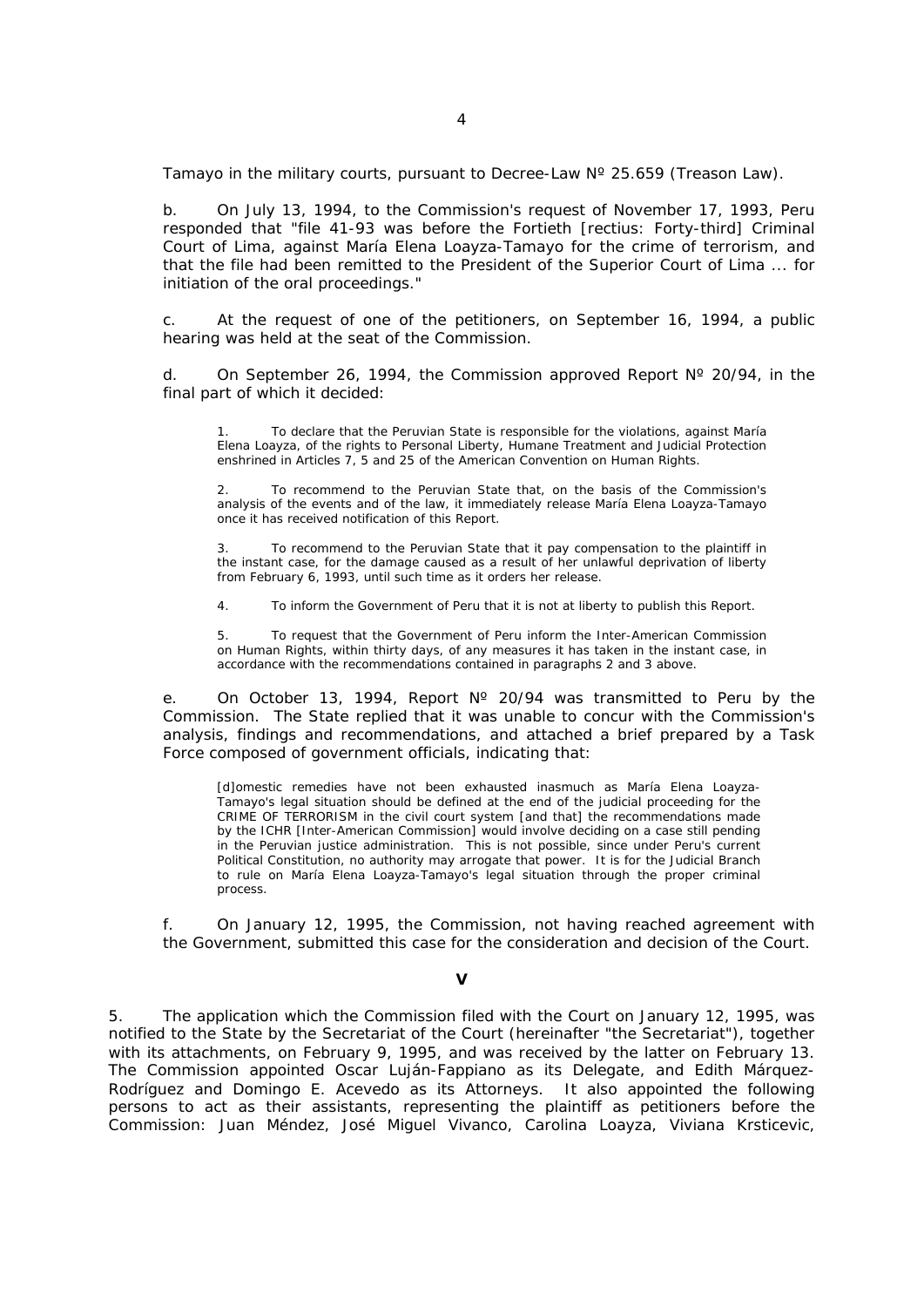Tamayo in the military courts, pursuant to Decree-Law Nº 25.659 (Treason Law).

b. On July 13, 1994, to the Commission's request of November 17, 1993, Peru responded that "file 41-93 was before the Fortieth [rectius: Forty-third] Criminal Court of Lima, against María Elena Loayza-Tamayo for the crime of terrorism, and that the file had been remitted to the President of the Superior Court of Lima ... for initiation of the oral proceedings."

c. At the request of one of the petitioners, on September 16, 1994, a public hearing was held at the seat of the Commission.

d. On September 26, 1994, the Commission approved Report Nº 20/94, in the final part of which it decided:

> 1. To declare that the Peruvian State is responsible for the violations, against María Elena Loayza, of the rights to Personal Liberty, Humane Treatment and Judicial Protection enshrined in Articles 7, 5 and 25 of the American Convention on Human Rights.
>
> 2. To recommend to the Peruvian State that, on the basis of the Commission's analysis of the events and of the law, it immediately release María Elena Loayza-Tamayo once it has received notification of this Report.
>
> 3. To recommend to the Peruvian State that it pay compensation to the plaintiff in the instant case, for the damage caused as a result of her unlawful deprivation of liberty from February 6, 1993, until such time as it orders her release.
>
> 4. To inform the Government of Peru that it is not at liberty to publish this Report.
>
> 5. To request that the Government of Peru inform the Inter-American Commission on Human Rights, within thirty days, of any measures it has taken in the instant case, in accordance with the recommendations contained in paragraphs 2 and 3 above.

e. On October 13, 1994, Report Nº 20/94 was transmitted to Peru by the Commission. The State replied that it was unable to concur with the Commission's analysis, findings and recommendations, and attached a brief prepared by a Task Force composed of government officials, indicating that:

> [d]omestic remedies have not been exhausted inasmuch as María Elena Loayza-Tamayo's legal situation should be defined at the end of the judicial proceeding for the CRIME OF TERRORISM in the civil court system [and that] the recommendations made by the ICHR [Inter-American Commission] would involve deciding on a case still pending in the Peruvian justice administration. This is not possible, since under Peru's current Political Constitution, no authority may arrogate that power. It is for the Judicial Branch to rule on María Elena Loayza-Tamayo's legal situation through the proper criminal process.

f. On January 12, 1995, the Commission, not having reached agreement with the Government, submitted this case for the consideration and decision of the Court.

## V

5. The application which the Commission filed with the Court on January 12, 1995, was notified to the State by the Secretariat of the Court (hereinafter "the Secretariat"), together with its attachments, on February 9, 1995, and was received by the latter on February 13. The Commission appointed Oscar Luján-Fappiano as its Delegate, and Edith Márquez-Rodríguez and Domingo E. Acevedo as its Attorneys. It also appointed the following persons to act as their assistants, representing the plaintiff as petitioners before the Commission: Juan Méndez, José Miguel Vivanco, Carolina Loayza, Viviana Krsticevic,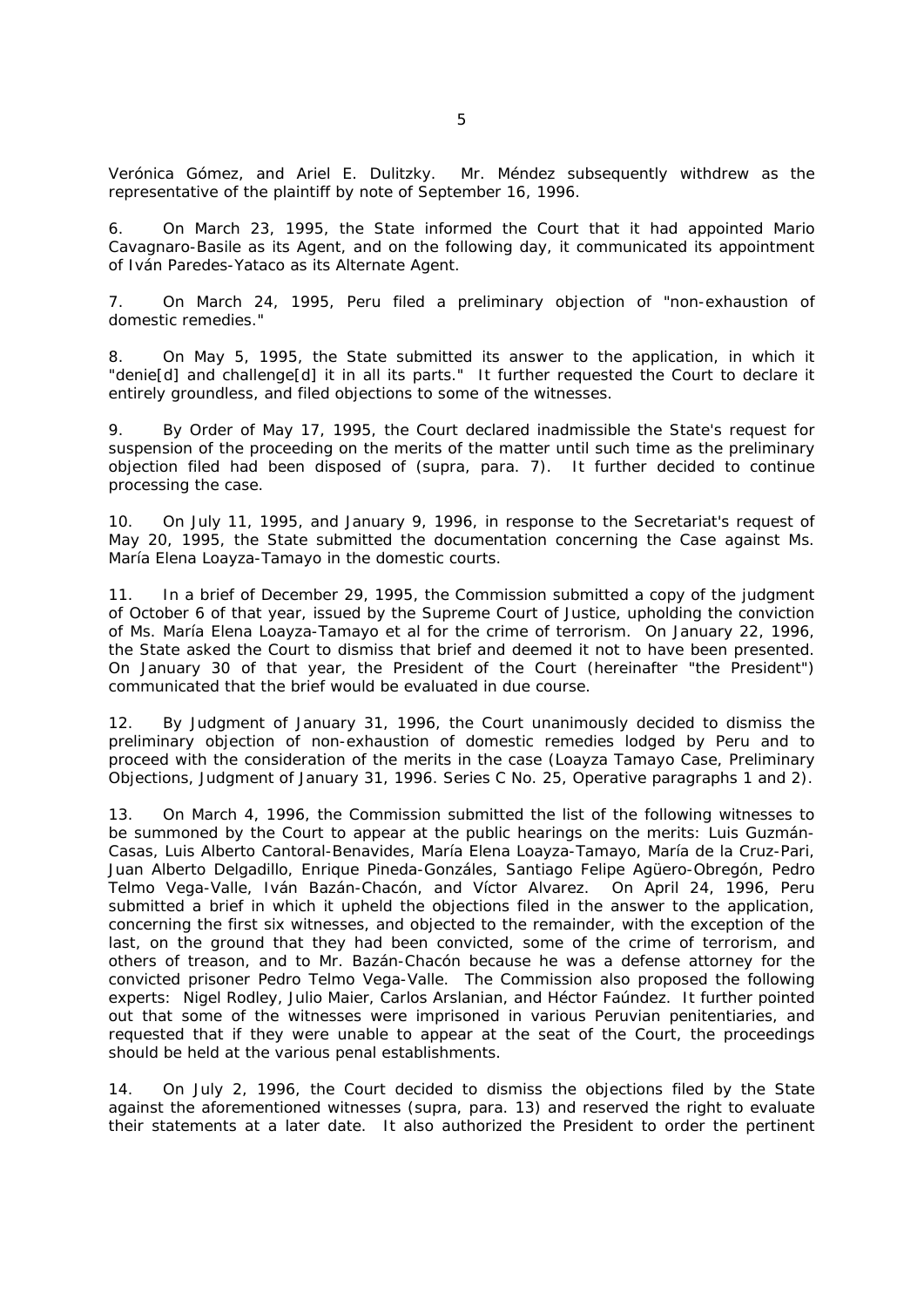Verónica Gómez, and Ariel E. Dulitzky. Mr. Méndez subsequently withdrew as the representative of the plaintiff by note of September 16, 1996.

6. On March 23, 1995, the State informed the Court that it had appointed Mario Cavagnaro-Basile as its Agent, and on the following day, it communicated its appointment of Iván Paredes-Yataco as its Alternate Agent.

7. On March 24, 1995, Peru filed a preliminary objection of "non-exhaustion of domestic remedies."

8. On May 5, 1995, the State submitted its answer to the application, in which it "denie[d] and challenge[d] it in all its parts." It further requested the Court to declare it entirely groundless, and filed objections to some of the witnesses.

9. By Order of May 17, 1995, the Court declared inadmissible the State's request for suspension of the proceeding on the merits of the matter until such time as the preliminary objection filed had been disposed of (supra, para. 7). It further decided to continue processing the case.

10. On July 11, 1995, and January 9, 1996, in response to the Secretariat's request of May 20, 1995, the State submitted the documentation concerning the Case against Ms. María Elena Loayza-Tamayo in the domestic courts.

11. In a brief of December 29, 1995, the Commission submitted a copy of the judgment of October 6 of that year, issued by the Supreme Court of Justice, upholding the conviction of Ms. María Elena Loayza-Tamayo et al for the crime of terrorism. On January 22, 1996, the State asked the Court to dismiss that brief and deemed it not to have been presented. On January 30 of that year, the President of the Court (hereinafter "the President") communicated that the brief would be evaluated in due course.

12. By Judgment of January 31, 1996, the Court unanimously decided to dismiss the preliminary objection of non-exhaustion of domestic remedies lodged by Peru and to proceed with the consideration of the merits in the case (Loayza Tamayo Case, Preliminary Objections, Judgment of January 31, 1996. Series C No. 25, Operative paragraphs 1 and 2).

13. On March 4, 1996, the Commission submitted the list of the following witnesses to be summoned by the Court to appear at the public hearings on the merits: Luis Guzmán-Casas, Luis Alberto Cantoral-Benavides, María Elena Loayza-Tamayo, María de la Cruz-Pari, Juan Alberto Delgadillo, Enrique Pineda-Gonzáles, Santiago Felipe Agüero-Obregón, Pedro Telmo Vega-Valle, Iván Bazán-Chacón, and Víctor Alvarez. On April 24, 1996, Peru submitted a brief in which it upheld the objections filed in the answer to the application, concerning the first six witnesses, and objected to the remainder, with the exception of the last, on the ground that they had been convicted, some of the crime of terrorism, and others of treason, and to Mr. Bazán-Chacón because he was a defense attorney for the convicted prisoner Pedro Telmo Vega-Valle. The Commission also proposed the following experts: Nigel Rodley, Julio Maier, Carlos Arslanian, and Héctor Faúndez. It further pointed out that some of the witnesses were imprisoned in various Peruvian penitentiaries, and requested that if they were unable to appear at the seat of the Court, the proceedings should be held at the various penal establishments.

14. On July 2, 1996, the Court decided to dismiss the objections filed by the State against the aforementioned witnesses (supra, para. 13) and reserved the right to evaluate their statements at a later date. It also authorized the President to order the pertinent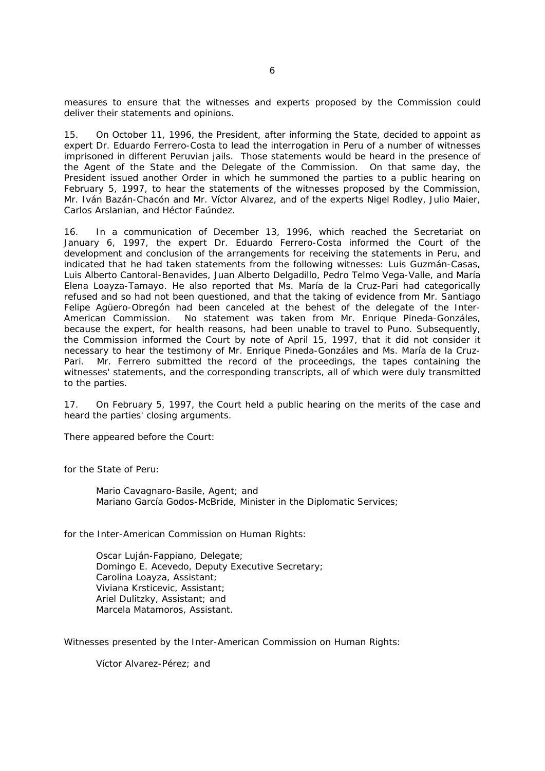measures to ensure that the witnesses and experts proposed by the Commission could deliver their statements and opinions.

15. On October 11, 1996, the President, after informing the State, decided to appoint as expert Dr. Eduardo Ferrero-Costa to lead the interrogation in Peru of a number of witnesses imprisoned in different Peruvian jails. Those statements would be heard in the presence of the Agent of the State and the Delegate of the Commission. On that same day, the President issued another Order in which he summoned the parties to a public hearing on February 5, 1997, to hear the statements of the witnesses proposed by the Commission, Mr. Iván Bazán-Chacón and Mr. Víctor Alvarez, and of the experts Nigel Rodley, Julio Maier, Carlos Arslanian, and Héctor Faúndez.

16. In a communication of December 13, 1996, which reached the Secretariat on January 6, 1997, the expert Dr. Eduardo Ferrero-Costa informed the Court of the development and conclusion of the arrangements for receiving the statements in Peru, and indicated that he had taken statements from the following witnesses: Luis Guzmán-Casas, Luis Alberto Cantoral-Benavides, Juan Alberto Delgadillo, Pedro Telmo Vega-Valle, and María Elena Loayza-Tamayo. He also reported that Ms. María de la Cruz-Pari had categorically refused and so had not been questioned, and that the taking of evidence from Mr. Santiago Felipe Agüero-Obregón had been canceled at the behest of the delegate of the Inter-American Commission. No statement was taken from Mr. Enrique Pineda-Gonzáles, because the expert, for health reasons, had been unable to travel to Puno. Subsequently, the Commission informed the Court by note of April 15, 1997, that it did not consider it necessary to hear the testimony of Mr. Enrique Pineda-Gonzáles and Ms. María de la Cruz-Pari. Mr. Ferrero submitted the record of the proceedings, the tapes containing the witnesses' statements, and the corresponding transcripts, all of which were duly transmitted to the parties.

17. On February 5, 1997, the Court held a public hearing on the merits of the case and heard the parties' closing arguments.

There appeared before the Court:

for the State of Peru:

> Mario Cavagnaro-Basile, Agent; and
> Mariano García Godos-McBride, Minister in the Diplomatic Services;

for the Inter-American Commission on Human Rights:

> Oscar Luján-Fappiano, Delegate;
> Domingo E. Acevedo, Deputy Executive Secretary;
> Carolina Loayza, Assistant;
> Viviana Krsticevic, Assistant;
> Ariel Dulitzky, Assistant; and
> Marcela Matamoros, Assistant.

Witnesses presented by the Inter-American Commission on Human Rights:

> Víctor Alvarez-Pérez; and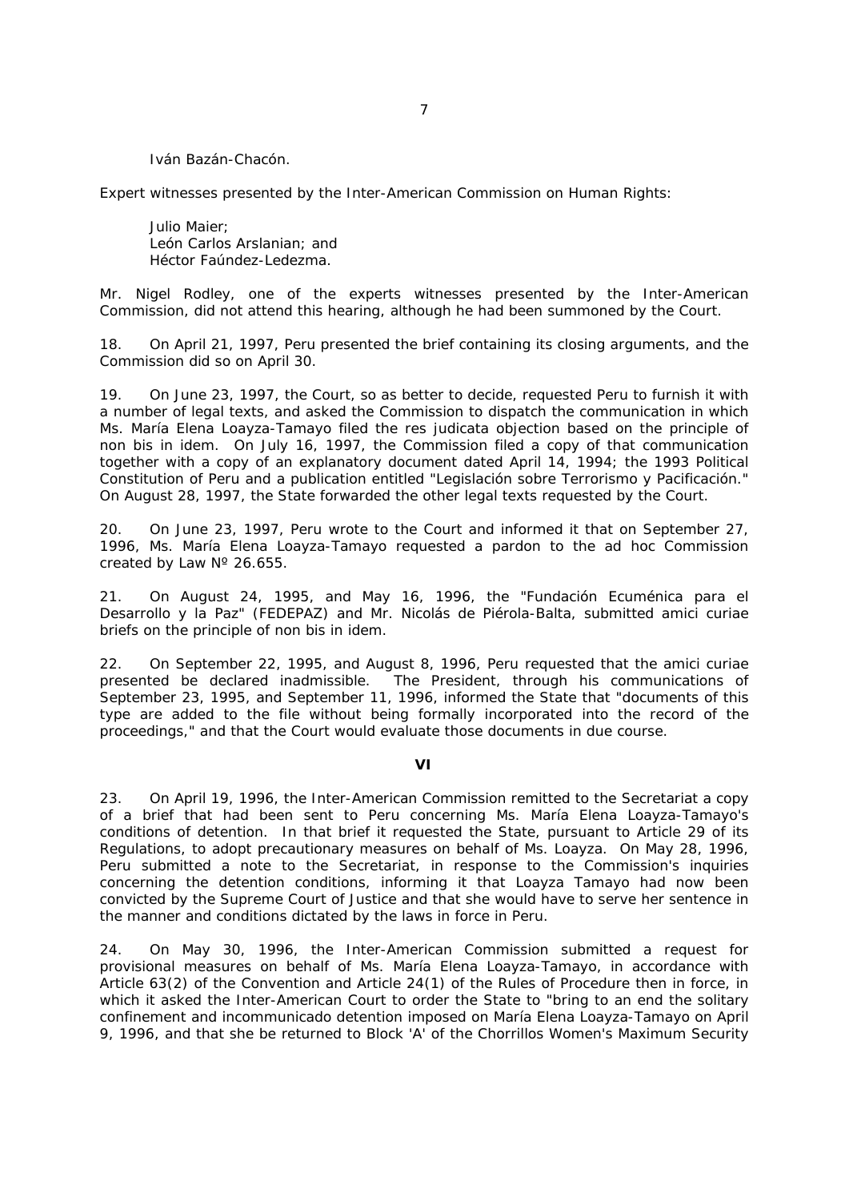Iván Bazán-Chacón.

Expert witnesses presented by the Inter-American Commission on Human Rights:

Julio Maier;
León Carlos Arslanian; and
Héctor Faúndez-Ledezma.

Mr. Nigel Rodley, one of the experts witnesses presented by the Inter-American Commission, did not attend this hearing, although he had been summoned by the Court.

18. On April 21, 1997, Peru presented the brief containing its closing arguments, and the Commission did so on April 30.

19. On June 23, 1997, the Court, so as better to decide, requested Peru to furnish it with a number of legal texts, and asked the Commission to dispatch the communication in which Ms. María Elena Loayza-Tamayo filed the res judicata objection based on the principle of non bis in idem. On July 16, 1997, the Commission filed a copy of that communication together with a copy of an explanatory document dated April 14, 1994; the 1993 Political Constitution of Peru and a publication entitled "Legislación sobre Terrorismo y Pacificación." On August 28, 1997, the State forwarded the other legal texts requested by the Court.

20. On June 23, 1997, Peru wrote to the Court and informed it that on September 27, 1996, Ms. María Elena Loayza-Tamayo requested a pardon to the ad hoc Commission created by Law Nº 26.655.

21. On August 24, 1995, and May 16, 1996, the "Fundación Ecuménica para el Desarrollo y la Paz" (FEDEPAZ) and Mr. Nicolás de Piérola-Balta, submitted amici curiae briefs on the principle of non bis in idem.

22. On September 22, 1995, and August 8, 1996, Peru requested that the amici curiae presented be declared inadmissible. The President, through his communications of September 23, 1995, and September 11, 1996, informed the State that "documents of this type are added to the file without being formally incorporated into the record of the proceedings," and that the Court would evaluate those documents in due course.

## VI

23. On April 19, 1996, the Inter-American Commission remitted to the Secretariat a copy of a brief that had been sent to Peru concerning Ms. María Elena Loayza-Tamayo's conditions of detention. In that brief it requested the State, pursuant to Article 29 of its Regulations, to adopt precautionary measures on behalf of Ms. Loayza. On May 28, 1996, Peru submitted a note to the Secretariat, in response to the Commission's inquiries concerning the detention conditions, informing it that Loayza Tamayo had now been convicted by the Supreme Court of Justice and that she would have to serve her sentence in the manner and conditions dictated by the laws in force in Peru.

24. On May 30, 1996, the Inter-American Commission submitted a request for provisional measures on behalf of Ms. María Elena Loayza-Tamayo, in accordance with Article 63(2) of the Convention and Article 24(1) of the Rules of Procedure then in force, in which it asked the Inter-American Court to order the State to "bring to an end the solitary confinement and incommunicado detention imposed on María Elena Loayza-Tamayo on April 9, 1996, and that she be returned to Block 'A' of the Chorrillos Women's Maximum Security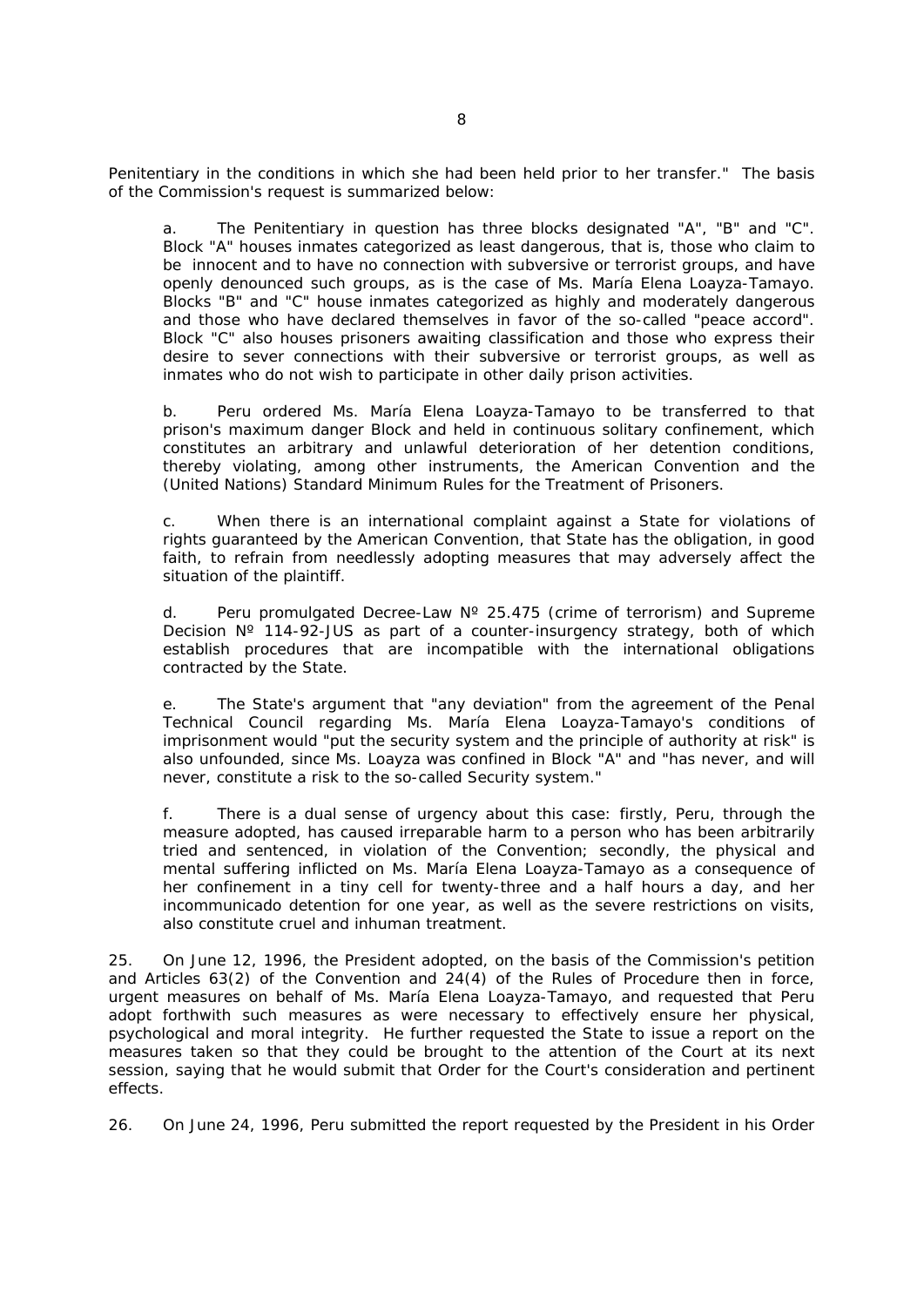Penitentiary in the conditions in which she had been held prior to her transfer." The basis of the Commission's request is summarized below:

a. The Penitentiary in question has three blocks designated "A", "B" and "C". Block "A" houses inmates categorized as least dangerous, that is, those who claim to be innocent and to have no connection with subversive or terrorist groups, and have openly denounced such groups, as is the case of Ms. María Elena Loayza-Tamayo. Blocks "B" and "C" house inmates categorized as highly and moderately dangerous and those who have declared themselves in favor of the so-called "peace accord". Block "C" also houses prisoners awaiting classification and those who express their desire to sever connections with their subversive or terrorist groups, as well as inmates who do not wish to participate in other daily prison activities.

b. Peru ordered Ms. María Elena Loayza-Tamayo to be transferred to that prison's maximum danger Block and held in continuous solitary confinement, which constitutes an arbitrary and unlawful deterioration of her detention conditions, thereby violating, among other instruments, the American Convention and the (United Nations) Standard Minimum Rules for the Treatment of Prisoners.

c. When there is an international complaint against a State for violations of rights guaranteed by the American Convention, that State has the obligation, in good faith, to refrain from needlessly adopting measures that may adversely affect the situation of the plaintiff.

d. Peru promulgated Decree-Law Nº 25.475 (crime of terrorism) and Supreme Decision Nº 114-92-JUS as part of a counter-insurgency strategy, both of which establish procedures that are incompatible with the international obligations contracted by the State.

e. The State's argument that "any deviation" from the agreement of the Penal Technical Council regarding Ms. María Elena Loayza-Tamayo's conditions of imprisonment would "put the security system and the principle of authority at risk" is also unfounded, since Ms. Loayza was confined in Block "A" and "has never, and will never, constitute a risk to the so-called Security system."

f. There is a dual sense of urgency about this case: firstly, Peru, through the measure adopted, has caused irreparable harm to a person who has been arbitrarily tried and sentenced, in violation of the Convention; secondly, the physical and mental suffering inflicted on Ms. María Elena Loayza-Tamayo as a consequence of her confinement in a tiny cell for twenty-three and a half hours a day, and her incommunicado detention for one year, as well as the severe restrictions on visits, also constitute cruel and inhuman treatment.

25. On June 12, 1996, the President adopted, on the basis of the Commission's petition and Articles 63(2) of the Convention and 24(4) of the Rules of Procedure then in force, urgent measures on behalf of Ms. María Elena Loayza-Tamayo, and requested that Peru adopt forthwith such measures as were necessary to effectively ensure her physical, psychological and moral integrity. He further requested the State to issue a report on the measures taken so that they could be brought to the attention of the Court at its next session, saying that he would submit that Order for the Court's consideration and pertinent effects.

26. On June 24, 1996, Peru submitted the report requested by the President in his Order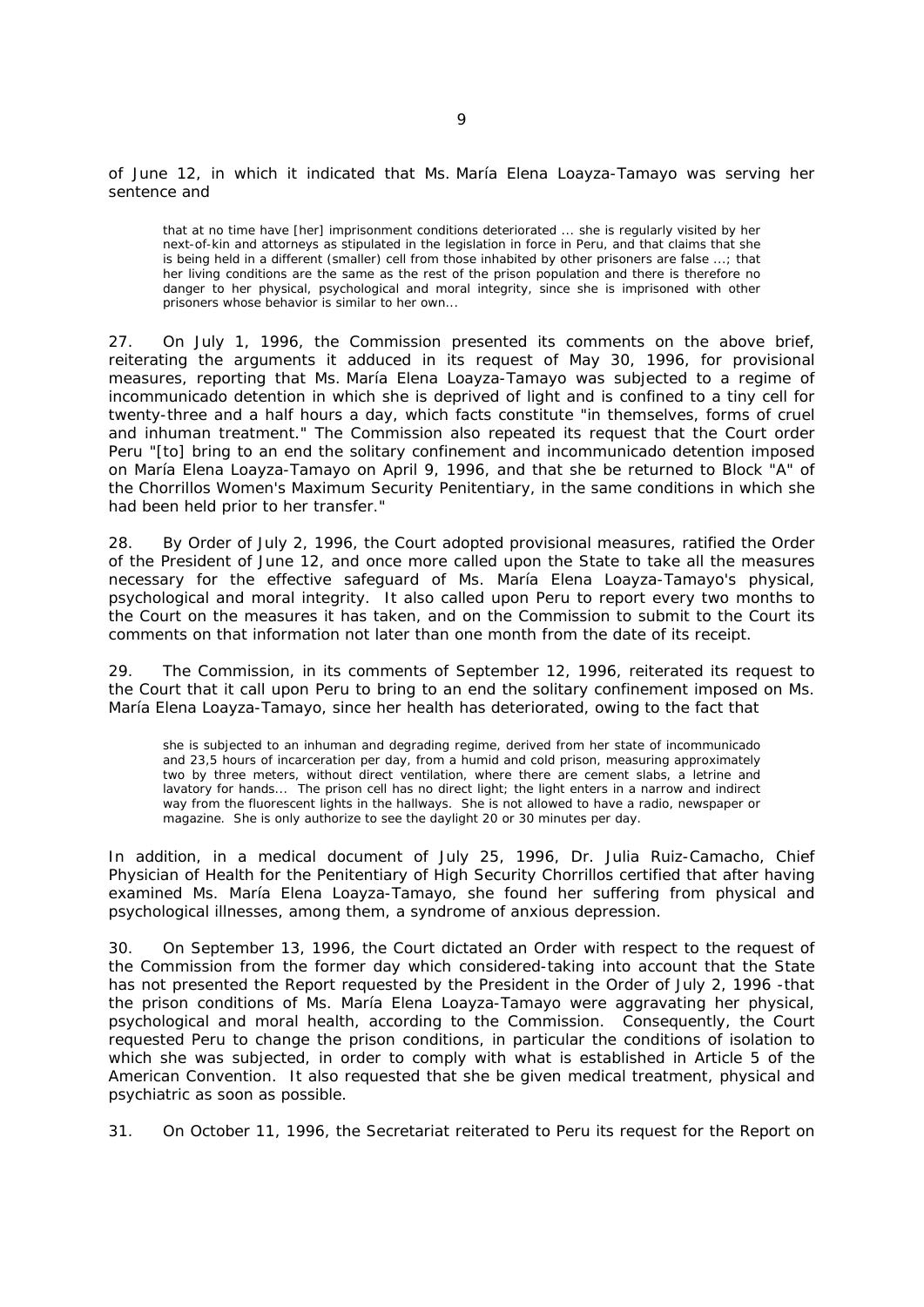of June 12, in which it indicated that Ms. María Elena Loayza-Tamayo was serving her sentence and

> that at no time have [her] imprisonment conditions deteriorated ... she is regularly visited by her next-of-kin and attorneys as stipulated in the legislation in force in Peru, and that claims that she is being held in a different (smaller) cell from those inhabited by other prisoners are false ...; that her living conditions are the same as the rest of the prison population and there is therefore no danger to her physical, psychological and moral integrity, since she is imprisoned with other prisoners whose behavior is similar to her own...

27. On July 1, 1996, the Commission presented its comments on the above brief, reiterating the arguments it adduced in its request of May 30, 1996, for provisional measures, reporting that Ms. María Elena Loayza-Tamayo was subjected to a regime of incommunicado detention in which she is deprived of light and is confined to a tiny cell for twenty-three and a half hours a day, which facts constitute "in themselves, forms of cruel and inhuman treatment." The Commission also repeated its request that the Court order Peru "[to] bring to an end the solitary confinement and incommunicado detention imposed on María Elena Loayza-Tamayo on April 9, 1996, and that she be returned to Block "A" of the Chorrillos Women's Maximum Security Penitentiary, in the same conditions in which she had been held prior to her transfer."

28. By Order of July 2, 1996, the Court adopted provisional measures, ratified the Order of the President of June 12, and once more called upon the State to take all the measures necessary for the effective safeguard of Ms. María Elena Loayza-Tamayo's physical, psychological and moral integrity. It also called upon Peru to report every two months to the Court on the measures it has taken, and on the Commission to submit to the Court its comments on that information not later than one month from the date of its receipt.

29. The Commission, in its comments of September 12, 1996, reiterated its request to the Court that it call upon Peru to bring to an end the solitary confinement imposed on Ms. María Elena Loayza-Tamayo, since her health has deteriorated, owing to the fact that

> she is subjected to an inhuman and degrading regime, derived from her state of incommunicado and 23,5 hours of incarceration per day, from a humid and cold prison, measuring approximately two by three meters, without direct ventilation, where there are cement slabs, a letrine and lavatory for hands... The prison cell has no direct light; the light enters in a narrow and indirect way from the fluorescent lights in the hallways. She is not allowed to have a radio, newspaper or magazine. She is only authorize to see the daylight 20 or 30 minutes per day.

In addition, in a medical document of July 25, 1996, Dr. Julia Ruiz-Camacho, Chief Physician of Health for the Penitentiary of High Security Chorrillos certified that after having examined Ms. María Elena Loayza-Tamayo, she found her suffering from physical and psychological illnesses, among them, a syndrome of anxious depression.

30. On September 13, 1996, the Court dictated an Order with respect to the request of the Commission from the former day which considered-taking into account that the State has not presented the Report requested by the President in the Order of July 2, 1996 -that the prison conditions of Ms. María Elena Loayza-Tamayo were aggravating her physical, psychological and moral health, according to the Commission. Consequently, the Court requested Peru to change the prison conditions, in particular the conditions of isolation to which she was subjected, in order to comply with what is established in Article 5 of the American Convention. It also requested that she be given medical treatment, physical and psychiatric as soon as possible.

31. On October 11, 1996, the Secretariat reiterated to Peru its request for the Report on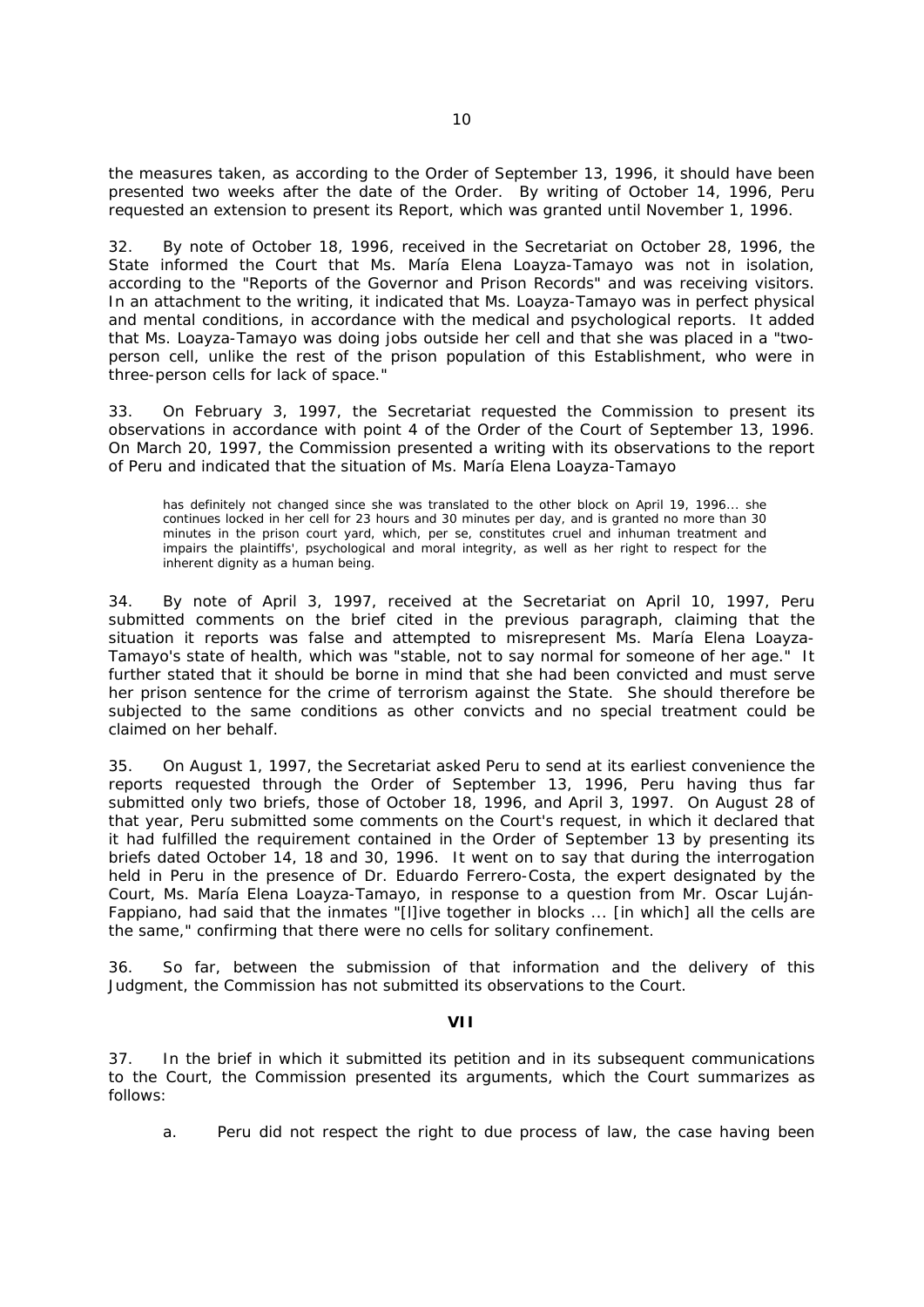the measures taken, as according to the Order of September 13, 1996, it should have been presented two weeks after the date of the Order. By writing of October 14, 1996, Peru requested an extension to present its Report, which was granted until November 1, 1996.

32. By note of October 18, 1996, received in the Secretariat on October 28, 1996, the State informed the Court that Ms. María Elena Loayza-Tamayo was not in isolation, according to the "Reports of the Governor and Prison Records" and was receiving visitors. In an attachment to the writing, it indicated that Ms. Loayza-Tamayo was in perfect physical and mental conditions, in accordance with the medical and psychological reports. It added that Ms. Loayza-Tamayo was doing jobs outside her cell and that she was placed in a "two-person cell, unlike the rest of the prison population of this Establishment, who were in three-person cells for lack of space."

33. On February 3, 1997, the Secretariat requested the Commission to present its observations in accordance with point 4 of the Order of the Court of September 13, 1996. On March 20, 1997, the Commission presented a writing with its observations to the report of Peru and indicated that the situation of Ms. María Elena Loayza-Tamayo

> has definitely not changed since she was translated to the other block on April 19, 1996... she continues locked in her cell for 23 hours and 30 minutes per day, and is granted no more than 30 minutes in the prison court yard, which, per se, constitutes cruel and inhuman treatment and impairs the plaintiffs', psychological and moral integrity, as well as her right to respect for the inherent dignity as a human being.

34. By note of April 3, 1997, received at the Secretariat on April 10, 1997, Peru submitted comments on the brief cited in the previous paragraph, claiming that the situation it reports was false and attempted to misrepresent Ms. María Elena Loayza-Tamayo's state of health, which was "stable, not to say normal for someone of her age." It further stated that it should be borne in mind that she had been convicted and must serve her prison sentence for the crime of terrorism against the State. She should therefore be subjected to the same conditions as other convicts and no special treatment could be claimed on her behalf.

35. On August 1, 1997, the Secretariat asked Peru to send at its earliest convenience the reports requested through the Order of September 13, 1996, Peru having thus far submitted only two briefs, those of October 18, 1996, and April 3, 1997. On August 28 of that year, Peru submitted some comments on the Court's request, in which it declared that it had fulfilled the requirement contained in the Order of September 13 by presenting its briefs dated October 14, 18 and 30, 1996. It went on to say that during the interrogation held in Peru in the presence of Dr. Eduardo Ferrero-Costa, the expert designated by the Court, Ms. María Elena Loayza-Tamayo, in response to a question from Mr. Oscar Luján-Fappiano, had said that the inmates "[l]ive together in blocks ... [in which] all the cells are the same," confirming that there were no cells for solitary confinement.

36. So far, between the submission of that information and the delivery of this Judgment, the Commission has not submitted its observations to the Court.

## VII

37. In the brief in which it submitted its petition and in its subsequent communications to the Court, the Commission presented its arguments, which the Court summarizes as follows:

a. Peru did not respect the right to due process of law, the case having been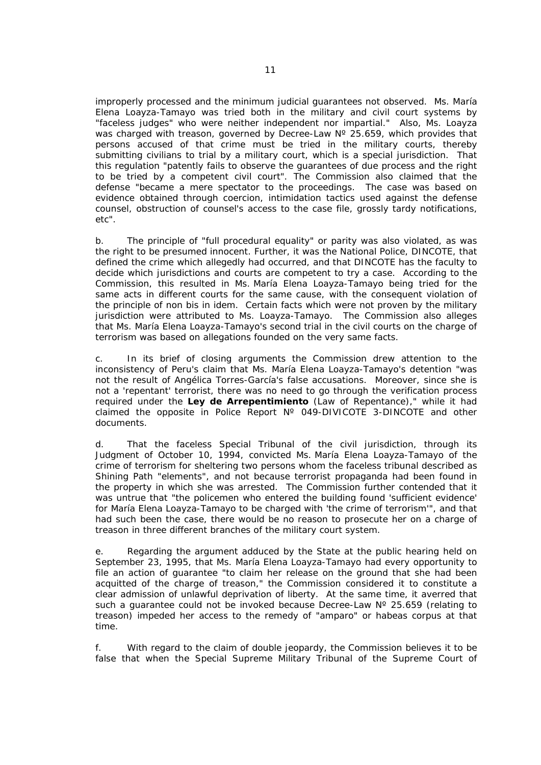improperly processed and the minimum judicial guarantees not observed. Ms. María Elena Loayza-Tamayo was tried both in the military and civil court systems by "faceless judges" who were neither independent nor impartial." Also, Ms. Loayza was charged with treason, governed by Decree-Law Nº 25.659, which provides that persons accused of that crime must be tried in the military courts, thereby submitting civilians to trial by a military court, which is a special jurisdiction. That this regulation "patently fails to observe the guarantees of due process and the right to be tried by a competent civil court". The Commission also claimed that the defense "became a mere spectator to the proceedings. The case was based on evidence obtained through coercion, intimidation tactics used against the defense counsel, obstruction of counsel's access to the case file, grossly tardy notifications, etc".

b. The principle of "full procedural equality" or parity was also violated, as was the right to be presumed innocent. Further, it was the National Police, DINCOTE, that defined the crime which allegedly had occurred, and that DINCOTE has the faculty to decide which jurisdictions and courts are competent to try a case. According to the Commission, this resulted in Ms. María Elena Loayza-Tamayo being tried for the same acts in different courts for the same cause, with the consequent violation of the principle of non bis in idem. Certain facts which were not proven by the military jurisdiction were attributed to Ms. Loayza-Tamayo. The Commission also alleges that Ms. María Elena Loayza-Tamayo's second trial in the civil courts on the charge of terrorism was based on allegations founded on the very same facts.

c. In its brief of closing arguments the Commission drew attention to the inconsistency of Peru's claim that Ms. María Elena Loayza-Tamayo's detention "was not the result of Angélica Torres-García's false accusations. Moreover, since she is not a 'repentant' terrorist, there was no need to go through the verification process required under the **Ley de Arrepentimiento** (Law of Repentance)," while it had claimed the opposite in Police Report Nº 049-DIVICOTE 3-DINCOTE and other documents.

d. That the faceless Special Tribunal of the civil jurisdiction, through its Judgment of October 10, 1994, convicted Ms. María Elena Loayza-Tamayo of the crime of terrorism for sheltering two persons whom the faceless tribunal described as Shining Path "elements", and not because terrorist propaganda had been found in the property in which she was arrested. The Commission further contended that it was untrue that "the policemen who entered the building found 'sufficient evidence' for María Elena Loayza-Tamayo to be charged with 'the crime of terrorism'", and that had such been the case, there would be no reason to prosecute her on a charge of treason in three different branches of the military court system.

e. Regarding the argument adduced by the State at the public hearing held on September 23, 1995, that Ms. María Elena Loayza-Tamayo had every opportunity to file an action of guarantee "to claim her release on the ground that she had been acquitted of the charge of treason," the Commission considered it to constitute a clear admission of unlawful deprivation of liberty. At the same time, it averred that such a guarantee could not be invoked because Decree-Law Nº 25.659 (relating to treason) impeded her access to the remedy of "amparo" or habeas corpus at that time.

f. With regard to the claim of double jeopardy, the Commission believes it to be false that when the Special Supreme Military Tribunal of the Supreme Court of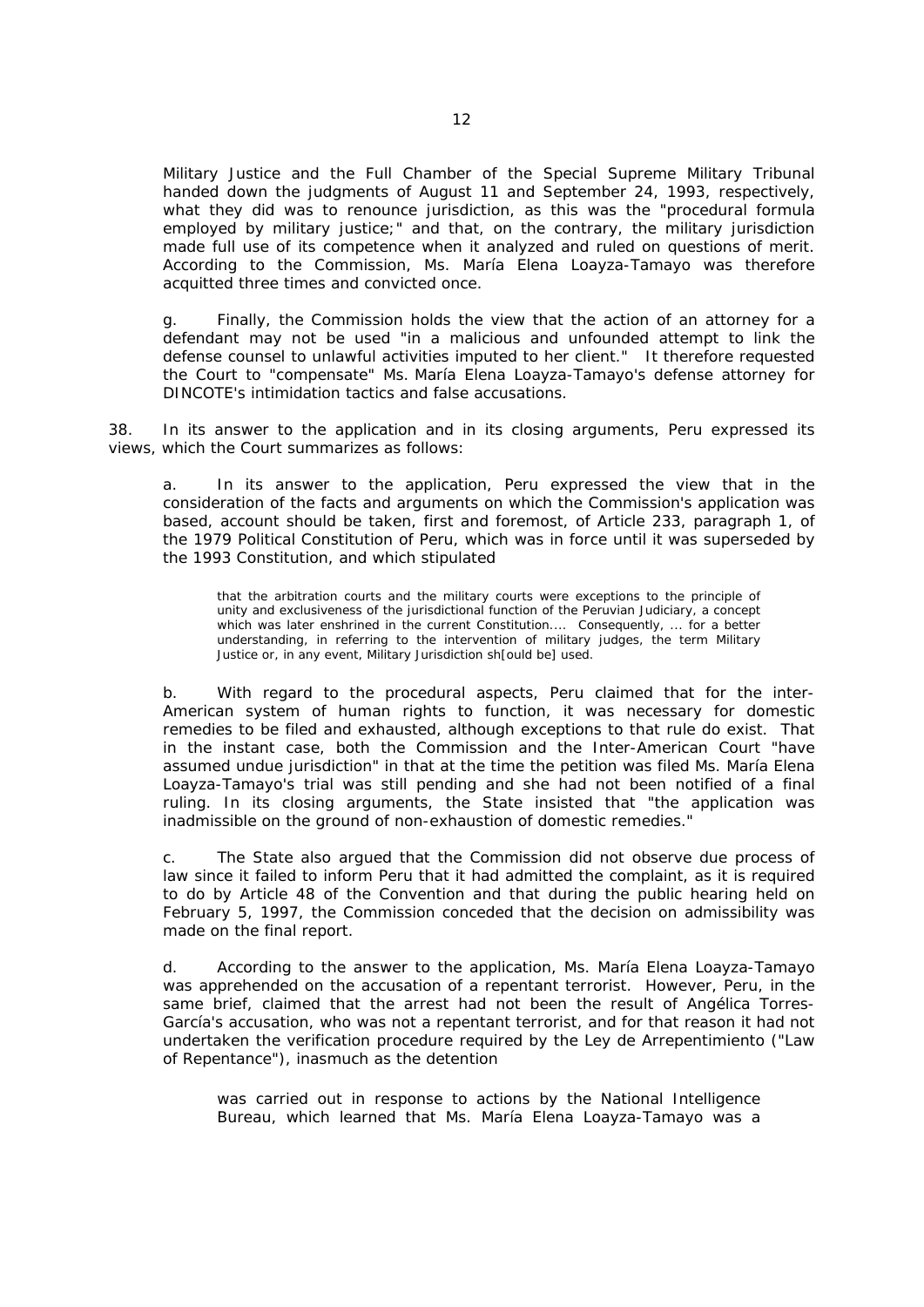Military Justice and the Full Chamber of the Special Supreme Military Tribunal handed down the judgments of August 11 and September 24, 1993, respectively, what they did was to renounce jurisdiction, as this was the "procedural formula employed by military justice;" and that, on the contrary, the military jurisdiction made full use of its competence when it analyzed and ruled on questions of merit. According to the Commission, Ms. María Elena Loayza-Tamayo was therefore acquitted three times and convicted once.

g. Finally, the Commission holds the view that the action of an attorney for a defendant may not be used "in a malicious and unfounded attempt to link the defense counsel to unlawful activities imputed to her client." It therefore requested the Court to "compensate" Ms. María Elena Loayza-Tamayo's defense attorney for DINCOTE's intimidation tactics and false accusations.

38. In its answer to the application and in its closing arguments, Peru expressed its views, which the Court summarizes as follows:

a. In its answer to the application, Peru expressed the view that in the consideration of the facts and arguments on which the Commission's application was based, account should be taken, first and foremost, of Article 233, paragraph 1, of the 1979 Political Constitution of Peru, which was in force until it was superseded by the 1993 Constitution, and which stipulated

> that the arbitration courts and the military courts were exceptions to the principle of unity and exclusiveness of the jurisdictional function of the Peruvian Judiciary, a concept which was later enshrined in the current Constitution.... Consequently, ... for a better understanding, in referring to the intervention of military judges, the term Military Justice or, in any event, Military Jurisdiction sh[ould be] used.

b. With regard to the procedural aspects, Peru claimed that for the inter-American system of human rights to function, it was necessary for domestic remedies to be filed and exhausted, although exceptions to that rule do exist. That in the instant case, both the Commission and the Inter-American Court "have assumed undue jurisdiction" in that at the time the petition was filed Ms. María Elena Loayza-Tamayo's trial was still pending and she had not been notified of a final ruling. In its closing arguments, the State insisted that "the application was inadmissible on the ground of non-exhaustion of domestic remedies."

c. The State also argued that the Commission did not observe due process of law since it failed to inform Peru that it had admitted the complaint, as it is required to do by Article 48 of the Convention and that during the public hearing held on February 5, 1997, the Commission conceded that the decision on admissibility was made on the final report.

d. According to the answer to the application, Ms. María Elena Loayza-Tamayo was apprehended on the accusation of a repentant terrorist. However, Peru, in the same brief, claimed that the arrest had not been the result of Angélica Torres-García's accusation, who was not a repentant terrorist, and for that reason it had not undertaken the verification procedure required by the Ley de Arrepentimiento ("Law of Repentance"), inasmuch as the detention

> was carried out in response to actions by the National Intelligence Bureau, which learned that Ms. María Elena Loayza-Tamayo was a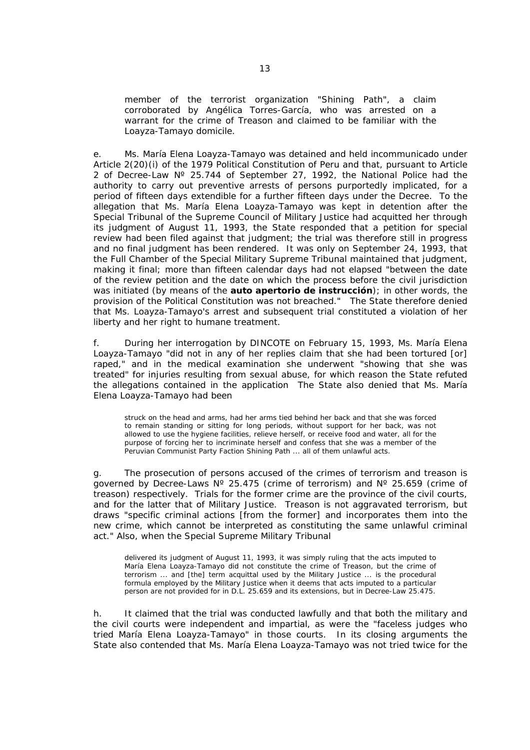member of the terrorist organization "Shining Path", a claim corroborated by Angélica Torres-García, who was arrested on a warrant for the crime of Treason and claimed to be familiar with the Loayza-Tamayo domicile.

e. Ms. María Elena Loayza-Tamayo was detained and held incommunicado under Article 2(20)(i) of the 1979 Political Constitution of Peru and that, pursuant to Article 2 of Decree-Law Nº 25.744 of September 27, 1992, the National Police had the authority to carry out preventive arrests of persons purportedly implicated, for a period of fifteen days extendible for a further fifteen days under the Decree. To the allegation that Ms. María Elena Loayza-Tamayo was kept in detention after the Special Tribunal of the Supreme Council of Military Justice had acquitted her through its judgment of August 11, 1993, the State responded that a petition for special review had been filed against that judgment; the trial was therefore still in progress and no final judgment has been rendered. It was only on September 24, 1993, that the Full Chamber of the Special Military Supreme Tribunal maintained that judgment, making it final; more than fifteen calendar days had not elapsed "between the date of the review petition and the date on which the process before the civil jurisdiction was initiated (by means of the **auto apertorio de instrucción**); in other words, the provision of the Political Constitution was not breached." The State therefore denied that Ms. Loayza-Tamayo's arrest and subsequent trial constituted a violation of her liberty and her right to humane treatment.

f. During her interrogation by DINCOTE on February 15, 1993, Ms. María Elena Loayza-Tamayo "did not in any of her replies claim that she had been tortured [or] raped," and in the medical examination she underwent "showing that she was treated" for injuries resulting from sexual abuse, for which reason the State refuted the allegations contained in the application The State also denied that Ms. María Elena Loayza-Tamayo had been

> struck on the head and arms, had her arms tied behind her back and that she was forced to remain standing or sitting for long periods, without support for her back, was not allowed to use the hygiene facilities, relieve herself, or receive food and water, all for the purpose of forcing her to incriminate herself and confess that she was a member of the Peruvian Communist Party Faction Shining Path ... all of them unlawful acts.

g. The prosecution of persons accused of the crimes of terrorism and treason is governed by Decree-Laws Nº 25.475 (crime of terrorism) and Nº 25.659 (crime of treason) respectively. Trials for the former crime are the province of the civil courts, and for the latter that of Military Justice. Treason is not aggravated terrorism, but draws "specific criminal actions [from the former] and incorporates them into the new crime, which cannot be interpreted as constituting the same unlawful criminal act." Also, when the Special Supreme Military Tribunal

> delivered its judgment of August 11, 1993, it was simply ruling that the acts imputed to María Elena Loayza-Tamayo did not constitute the crime of Treason, but the crime of terrorism ... and [the] term acquittal used by the Military Justice ... is the procedural formula employed by the Military Justice when it deems that acts imputed to a particular person are not provided for in D.L. 25.659 and its extensions, but in Decree-Law 25.475.

h. It claimed that the trial was conducted lawfully and that both the military and the civil courts were independent and impartial, as were the "faceless judges who tried María Elena Loayza-Tamayo" in those courts. In its closing arguments the State also contended that Ms. María Elena Loayza-Tamayo was not tried twice for the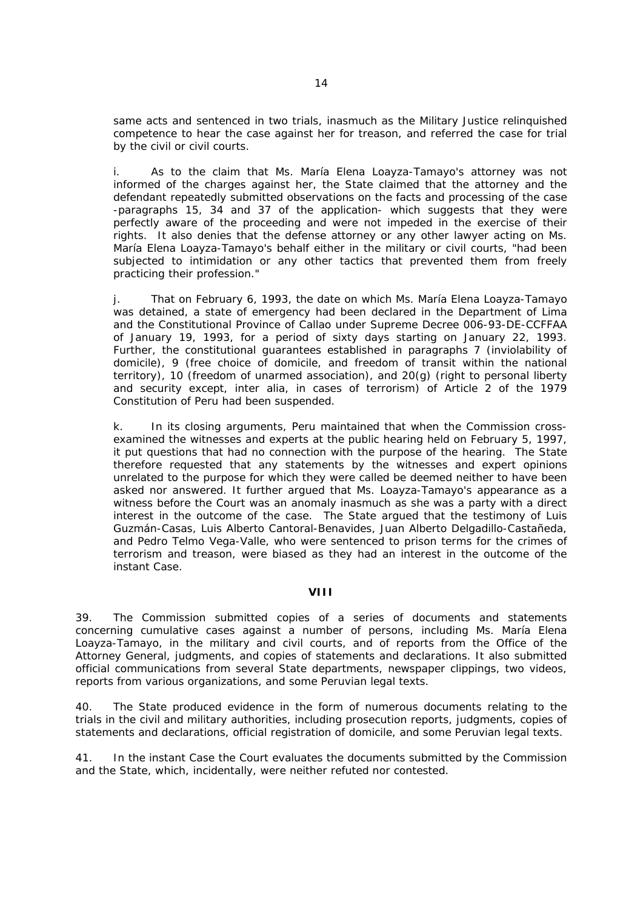same acts and sentenced in two trials, inasmuch as the Military Justice relinquished competence to hear the case against her for treason, and referred the case for trial by the civil or civil courts.

i. As to the claim that Ms. María Elena Loayza-Tamayo's attorney was not informed of the charges against her, the State claimed that the attorney and the defendant repeatedly submitted observations on the facts and processing of the case -paragraphs 15, 34 and 37 of the application- which suggests that they were perfectly aware of the proceeding and were not impeded in the exercise of their rights. It also denies that the defense attorney or any other lawyer acting on Ms. María Elena Loayza-Tamayo's behalf either in the military or civil courts, "had been subjected to intimidation or any other tactics that prevented them from freely practicing their profession."

j. That on February 6, 1993, the date on which Ms. María Elena Loayza-Tamayo was detained, a state of emergency had been declared in the Department of Lima and the Constitutional Province of Callao under Supreme Decree 006-93-DE-CCFFAA of January 19, 1993, for a period of sixty days starting on January 22, 1993. Further, the constitutional guarantees established in paragraphs 7 (inviolability of domicile), 9 (free choice of domicile, and freedom of transit within the national territory), 10 (freedom of unarmed association), and 20(g) (right to personal liberty and security except, inter alia, in cases of terrorism) of Article 2 of the 1979 Constitution of Peru had been suspended.

k. In its closing arguments, Peru maintained that when the Commission cross-examined the witnesses and experts at the public hearing held on February 5, 1997, it put questions that had no connection with the purpose of the hearing. The State therefore requested that any statements by the witnesses and expert opinions unrelated to the purpose for which they were called be deemed neither to have been asked nor answered. It further argued that Ms. Loayza-Tamayo's appearance as a witness before the Court was an anomaly inasmuch as she was a party with a direct interest in the outcome of the case. The State argued that the testimony of Luis Guzmán-Casas, Luis Alberto Cantoral-Benavides, Juan Alberto Delgadillo-Castañeda, and Pedro Telmo Vega-Valle, who were sentenced to prison terms for the crimes of terrorism and treason, were biased as they had an interest in the outcome of the instant Case.

## VIII

39. The Commission submitted copies of a series of documents and statements concerning cumulative cases against a number of persons, including Ms. María Elena Loayza-Tamayo, in the military and civil courts, and of reports from the Office of the Attorney General, judgments, and copies of statements and declarations. It also submitted official communications from several State departments, newspaper clippings, two videos, reports from various organizations, and some Peruvian legal texts.

40. The State produced evidence in the form of numerous documents relating to the trials in the civil and military authorities, including prosecution reports, judgments, copies of statements and declarations, official registration of domicile, and some Peruvian legal texts.

41. In the instant Case the Court evaluates the documents submitted by the Commission and the State, which, incidentally, were neither refuted nor contested.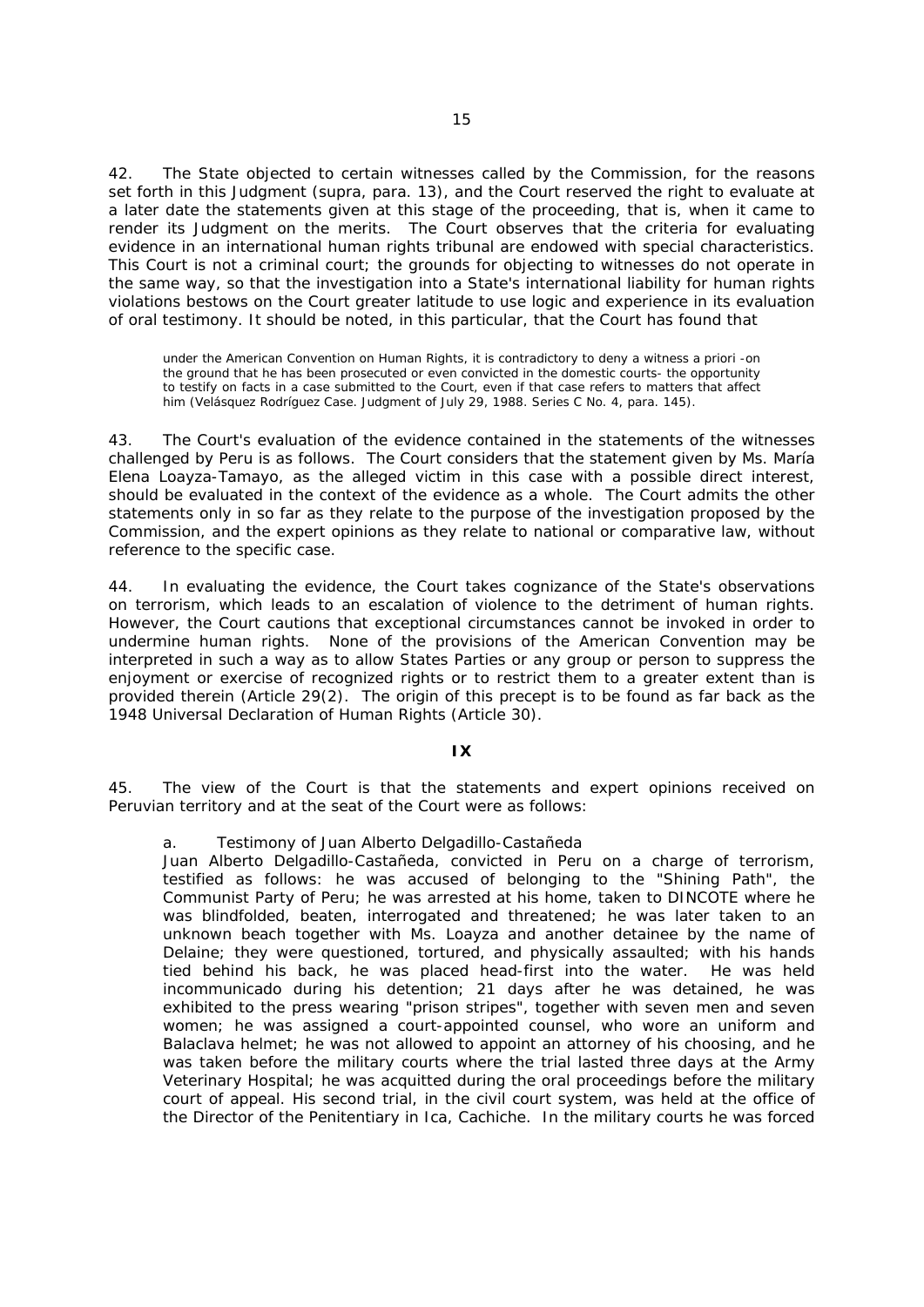42. The State objected to certain witnesses called by the Commission, for the reasons set forth in this Judgment (supra, para. 13), and the Court reserved the right to evaluate at a later date the statements given at this stage of the proceeding, that is, when it came to render its Judgment on the merits. The Court observes that the criteria for evaluating evidence in an international human rights tribunal are endowed with special characteristics. This Court is not a criminal court; the grounds for objecting to witnesses do not operate in the same way, so that the investigation into a State's international liability for human rights violations bestows on the Court greater latitude to use logic and experience in its evaluation of oral testimony. It should be noted, in this particular, that the Court has found that

> under the American Convention on Human Rights, it is contradictory to deny a witness a priori -on the ground that he has been prosecuted or even convicted in the domestic courts- the opportunity to testify on facts in a case submitted to the Court, even if that case refers to matters that affect him (Velásquez Rodríguez Case. Judgment of July 29, 1988. Series C No. 4, para. 145).

43. The Court's evaluation of the evidence contained in the statements of the witnesses challenged by Peru is as follows. The Court considers that the statement given by Ms. María Elena Loayza-Tamayo, as the alleged victim in this case with a possible direct interest, should be evaluated in the context of the evidence as a whole. The Court admits the other statements only in so far as they relate to the purpose of the investigation proposed by the Commission, and the expert opinions as they relate to national or comparative law, without reference to the specific case.

44. In evaluating the evidence, the Court takes cognizance of the State's observations on terrorism, which leads to an escalation of violence to the detriment of human rights. However, the Court cautions that exceptional circumstances cannot be invoked in order to undermine human rights. None of the provisions of the American Convention may be interpreted in such a way as to allow States Parties or any group or person to suppress the enjoyment or exercise of recognized rights or to restrict them to a greater extent than is provided therein (Article 29(2). The origin of this precept is to be found as far back as the 1948 Universal Declaration of Human Rights (Article 30).

## IX

45. The view of the Court is that the statements and expert opinions received on Peruvian territory and at the seat of the Court were as follows:

a. Testimony of Juan Alberto Delgadillo-Castañeda

Juan Alberto Delgadillo-Castañeda, convicted in Peru on a charge of terrorism, testified as follows: he was accused of belonging to the "Shining Path", the Communist Party of Peru; he was arrested at his home, taken to DINCOTE where he was blindfolded, beaten, interrogated and threatened; he was later taken to an unknown beach together with Ms. Loayza and another detainee by the name of Delaine; they were questioned, tortured, and physically assaulted; with his hands tied behind his back, he was placed head-first into the water. He was held incommunicado during his detention; 21 days after he was detained, he was exhibited to the press wearing "prison stripes", together with seven men and seven women; he was assigned a court-appointed counsel, who wore an uniform and Balaclava helmet; he was not allowed to appoint an attorney of his choosing, and he was taken before the military courts where the trial lasted three days at the Army Veterinary Hospital; he was acquitted during the oral proceedings before the military court of appeal. His second trial, in the civil court system, was held at the office of the Director of the Penitentiary in Ica, Cachiche. In the military courts he was forced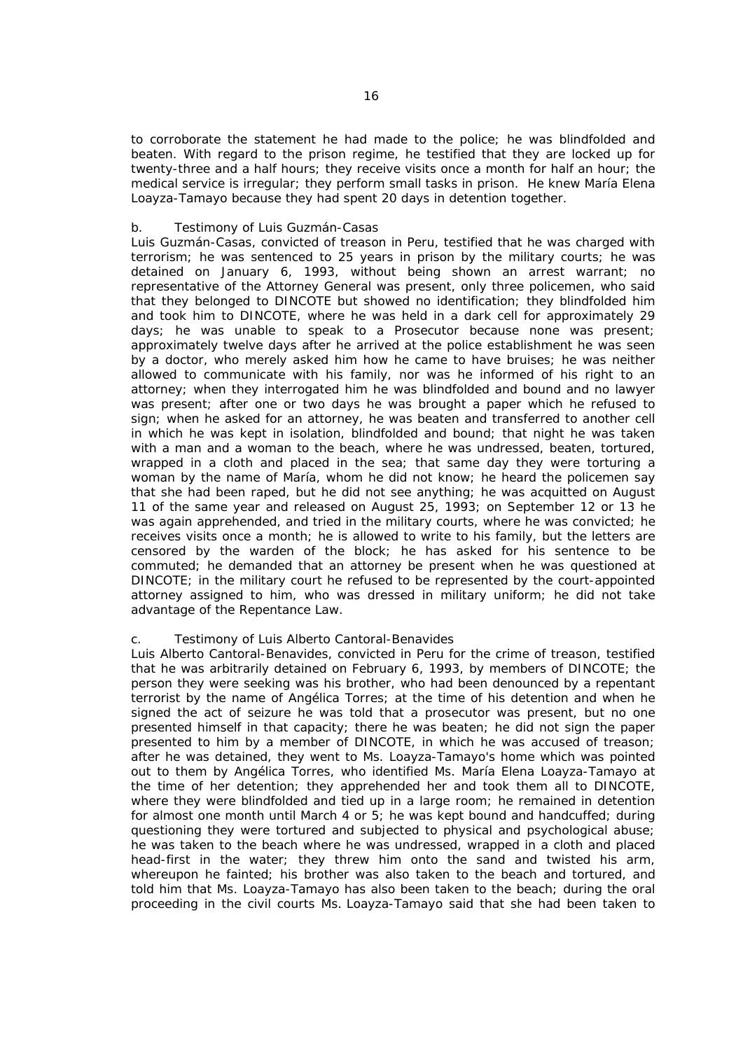to corroborate the statement he had made to the police; he was blindfolded and beaten. With regard to the prison regime, he testified that they are locked up for twenty-three and a half hours; they receive visits once a month for half an hour; the medical service is irregular; they perform small tasks in prison. He knew María Elena Loayza-Tamayo because they had spent 20 days in detention together.

b. Testimony of Luis Guzmán-Casas

Luis Guzmán-Casas, convicted of treason in Peru, testified that he was charged with terrorism; he was sentenced to 25 years in prison by the military courts; he was detained on January 6, 1993, without being shown an arrest warrant; no representative of the Attorney General was present, only three policemen, who said that they belonged to DINCOTE but showed no identification; they blindfolded him and took him to DINCOTE, where he was held in a dark cell for approximately 29 days; he was unable to speak to a Prosecutor because none was present; approximately twelve days after he arrived at the police establishment he was seen by a doctor, who merely asked him how he came to have bruises; he was neither allowed to communicate with his family, nor was he informed of his right to an attorney; when they interrogated him he was blindfolded and bound and no lawyer was present; after one or two days he was brought a paper which he refused to sign; when he asked for an attorney, he was beaten and transferred to another cell in which he was kept in isolation, blindfolded and bound; that night he was taken with a man and a woman to the beach, where he was undressed, beaten, tortured, wrapped in a cloth and placed in the sea; that same day they were torturing a woman by the name of María, whom he did not know; he heard the policemen say that she had been raped, but he did not see anything; he was acquitted on August 11 of the same year and released on August 25, 1993; on September 12 or 13 he was again apprehended, and tried in the military courts, where he was convicted; he receives visits once a month; he is allowed to write to his family, but the letters are censored by the warden of the block; he has asked for his sentence to be commuted; he demanded that an attorney be present when he was questioned at DINCOTE; in the military court he refused to be represented by the court-appointed attorney assigned to him, who was dressed in military uniform; he did not take advantage of the Repentance Law.

c. Testimony of Luis Alberto Cantoral-Benavides

Luis Alberto Cantoral-Benavides, convicted in Peru for the crime of treason, testified that he was arbitrarily detained on February 6, 1993, by members of DINCOTE; the person they were seeking was his brother, who had been denounced by a repentant terrorist by the name of Angélica Torres; at the time of his detention and when he signed the act of seizure he was told that a prosecutor was present, but no one presented himself in that capacity; there he was beaten; he did not sign the paper presented to him by a member of DINCOTE, in which he was accused of treason; after he was detained, they went to Ms. Loayza-Tamayo's home which was pointed out to them by Angélica Torres, who identified Ms. María Elena Loayza-Tamayo at the time of her detention; they apprehended her and took them all to DINCOTE, where they were blindfolded and tied up in a large room; he remained in detention for almost one month until March 4 or 5; he was kept bound and handcuffed; during questioning they were tortured and subjected to physical and psychological abuse; he was taken to the beach where he was undressed, wrapped in a cloth and placed head-first in the water; they threw him onto the sand and twisted his arm, whereupon he fainted; his brother was also taken to the beach and tortured, and told him that Ms. Loayza-Tamayo has also been taken to the beach; during the oral proceeding in the civil courts Ms. Loayza-Tamayo said that she had been taken to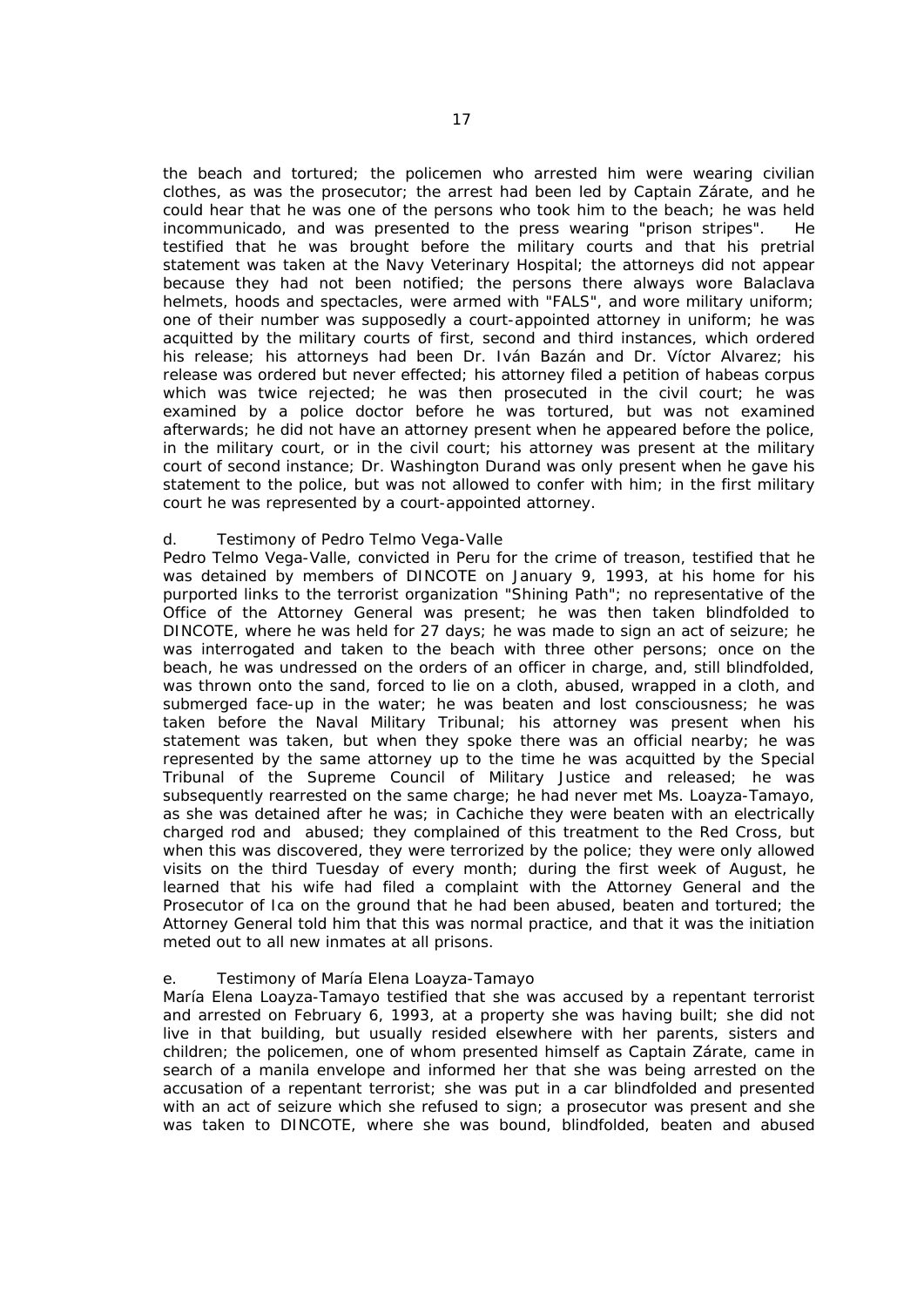the beach and tortured; the policemen who arrested him were wearing civilian clothes, as was the prosecutor; the arrest had been led by Captain Zárate, and he could hear that he was one of the persons who took him to the beach; he was held incommunicado, and was presented to the press wearing "prison stripes". He testified that he was brought before the military courts and that his pretrial statement was taken at the Navy Veterinary Hospital; the attorneys did not appear because they had not been notified; the persons there always wore Balaclava helmets, hoods and spectacles, were armed with "FALS", and wore military uniform; one of their number was supposedly a court-appointed attorney in uniform; he was acquitted by the military courts of first, second and third instances, which ordered his release; his attorneys had been Dr. Iván Bazán and Dr. Víctor Alvarez; his release was ordered but never effected; his attorney filed a petition of habeas corpus which was twice rejected; he was then prosecuted in the civil court; he was examined by a police doctor before he was tortured, but was not examined afterwards; he did not have an attorney present when he appeared before the police, in the military court, or in the civil court; his attorney was present at the military court of second instance; Dr. Washington Durand was only present when he gave his statement to the police, but was not allowed to confer with him; in the first military court he was represented by a court-appointed attorney.

d. Testimony of Pedro Telmo Vega-Valle

Pedro Telmo Vega-Valle, convicted in Peru for the crime of treason, testified that he was detained by members of DINCOTE on January 9, 1993, at his home for his purported links to the terrorist organization "Shining Path"; no representative of the Office of the Attorney General was present; he was then taken blindfolded to DINCOTE, where he was held for 27 days; he was made to sign an act of seizure; he was interrogated and taken to the beach with three other persons; once on the beach, he was undressed on the orders of an officer in charge, and, still blindfolded, was thrown onto the sand, forced to lie on a cloth, abused, wrapped in a cloth, and submerged face-up in the water; he was beaten and lost consciousness; he was taken before the Naval Military Tribunal; his attorney was present when his statement was taken, but when they spoke there was an official nearby; he was represented by the same attorney up to the time he was acquitted by the Special Tribunal of the Supreme Council of Military Justice and released; he was subsequently rearrested on the same charge; he had never met Ms. Loayza-Tamayo, as she was detained after he was; in Cachiche they were beaten with an electrically charged rod and abused; they complained of this treatment to the Red Cross, but when this was discovered, they were terrorized by the police; they were only allowed visits on the third Tuesday of every month; during the first week of August, he learned that his wife had filed a complaint with the Attorney General and the Prosecutor of Ica on the ground that he had been abused, beaten and tortured; the Attorney General told him that this was normal practice, and that it was the initiation meted out to all new inmates at all prisons.

e. Testimony of María Elena Loayza-Tamayo

María Elena Loayza-Tamayo testified that she was accused by a repentant terrorist and arrested on February 6, 1993, at a property she was having built; she did not live in that building, but usually resided elsewhere with her parents, sisters and children; the policemen, one of whom presented himself as Captain Zárate, came in search of a manila envelope and informed her that she was being arrested on the accusation of a repentant terrorist; she was put in a car blindfolded and presented with an act of seizure which she refused to sign; a prosecutor was present and she was taken to DINCOTE, where she was bound, blindfolded, beaten and abused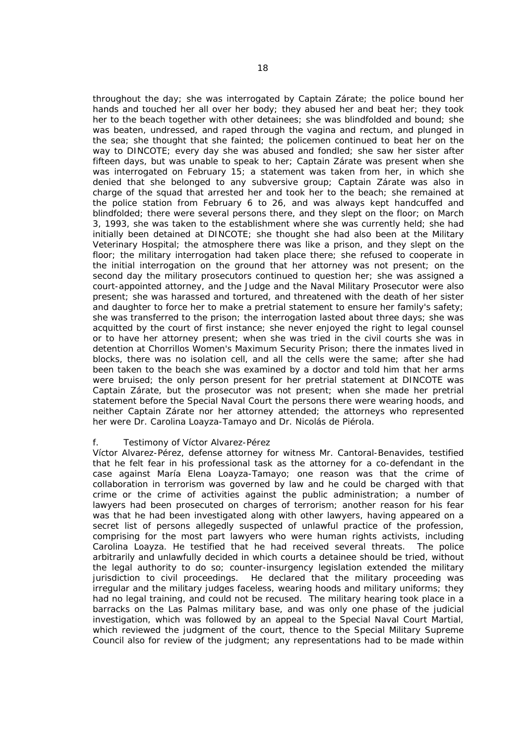throughout the day; she was interrogated by Captain Zárate; the police bound her hands and touched her all over her body; they abused her and beat her; they took her to the beach together with other detainees; she was blindfolded and bound; she was beaten, undressed, and raped through the vagina and rectum, and plunged in the sea; she thought that she fainted; the policemen continued to beat her on the way to DINCOTE; every day she was abused and fondled; she saw her sister after fifteen days, but was unable to speak to her; Captain Zárate was present when she was interrogated on February 15; a statement was taken from her, in which she denied that she belonged to any subversive group; Captain Zárate was also in charge of the squad that arrested her and took her to the beach; she remained at the police station from February 6 to 26, and was always kept handcuffed and blindfolded; there were several persons there, and they slept on the floor; on March 3, 1993, she was taken to the establishment where she was currently held; she had initially been detained at DINCOTE; she thought she had also been at the Military Veterinary Hospital; the atmosphere there was like a prison, and they slept on the floor; the military interrogation had taken place there; she refused to cooperate in the initial interrogation on the ground that her attorney was not present; on the second day the military prosecutors continued to question her; she was assigned a court-appointed attorney, and the Judge and the Naval Military Prosecutor were also present; she was harassed and tortured, and threatened with the death of her sister and daughter to force her to make a pretrial statement to ensure her family's safety; she was transferred to the prison; the interrogation lasted about three days; she was acquitted by the court of first instance; she never enjoyed the right to legal counsel or to have her attorney present; when she was tried in the civil courts she was in detention at Chorrillos Women's Maximum Security Prison; there the inmates lived in blocks, there was no isolation cell, and all the cells were the same; after she had been taken to the beach she was examined by a doctor and told him that her arms were bruised; the only person present for her pretrial statement at DINCOTE was Captain Zárate, but the prosecutor was not present; when she made her pretrial statement before the Special Naval Court the persons there were wearing hoods, and neither Captain Zárate nor her attorney attended; the attorneys who represented her were Dr. Carolina Loayza-Tamayo and Dr. Nicolás de Piérola.

f. Testimony of Víctor Alvarez-Pérez

Víctor Alvarez-Pérez, defense attorney for witness Mr. Cantoral-Benavides, testified that he felt fear in his professional task as the attorney for a co-defendant in the case against María Elena Loayza-Tamayo; one reason was that the crime of collaboration in terrorism was governed by law and he could be charged with that crime or the crime of activities against the public administration; a number of lawyers had been prosecuted on charges of terrorism; another reason for his fear was that he had been investigated along with other lawyers, having appeared on a secret list of persons allegedly suspected of unlawful practice of the profession, comprising for the most part lawyers who were human rights activists, including Carolina Loayza. He testified that he had received several threats. The police arbitrarily and unlawfully decided in which courts a detainee should be tried, without the legal authority to do so; counter-insurgency legislation extended the military jurisdiction to civil proceedings. He declared that the military proceeding was irregular and the military judges faceless, wearing hoods and military uniforms; they had no legal training, and could not be recused. The military hearing took place in a barracks on the Las Palmas military base, and was only one phase of the judicial investigation, which was followed by an appeal to the Special Naval Court Martial, which reviewed the judgment of the court, thence to the Special Military Supreme Council also for review of the judgment; any representations had to be made within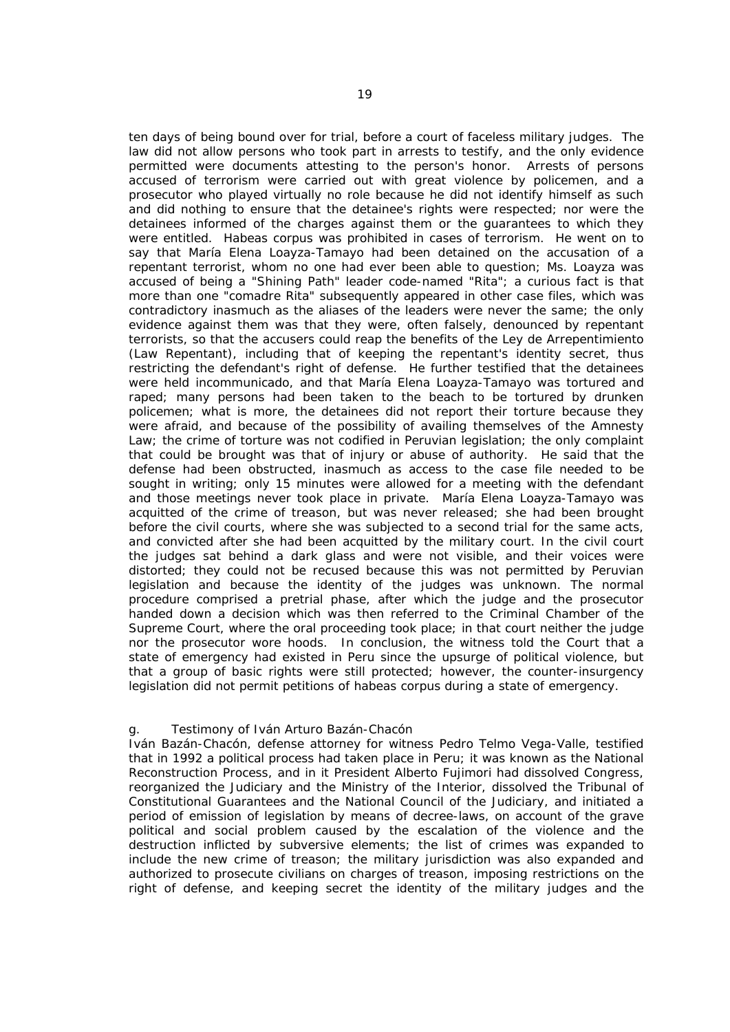ten days of being bound over for trial, before a court of faceless military judges. The law did not allow persons who took part in arrests to testify, and the only evidence permitted were documents attesting to the person's honor. Arrests of persons accused of terrorism were carried out with great violence by policemen, and a prosecutor who played virtually no role because he did not identify himself as such and did nothing to ensure that the detainee's rights were respected; nor were the detainees informed of the charges against them or the guarantees to which they were entitled. Habeas corpus was prohibited in cases of terrorism. He went on to say that María Elena Loayza-Tamayo had been detained on the accusation of a repentant terrorist, whom no one had ever been able to question; Ms. Loayza was accused of being a "Shining Path" leader code-named "Rita"; a curious fact is that more than one "comadre Rita" subsequently appeared in other case files, which was contradictory inasmuch as the aliases of the leaders were never the same; the only evidence against them was that they were, often falsely, denounced by repentant terrorists, so that the accusers could reap the benefits of the Ley de Arrepentimiento (Law Repentant), including that of keeping the repentant's identity secret, thus restricting the defendant's right of defense. He further testified that the detainees were held incommunicado, and that María Elena Loayza-Tamayo was tortured and raped; many persons had been taken to the beach to be tortured by drunken policemen; what is more, the detainees did not report their torture because they were afraid, and because of the possibility of availing themselves of the Amnesty Law; the crime of torture was not codified in Peruvian legislation; the only complaint that could be brought was that of injury or abuse of authority. He said that the defense had been obstructed, inasmuch as access to the case file needed to be sought in writing; only 15 minutes were allowed for a meeting with the defendant and those meetings never took place in private. María Elena Loayza-Tamayo was acquitted of the crime of treason, but was never released; she had been brought before the civil courts, where she was subjected to a second trial for the same acts, and convicted after she had been acquitted by the military court. In the civil court the judges sat behind a dark glass and were not visible, and their voices were distorted; they could not be recused because this was not permitted by Peruvian legislation and because the identity of the judges was unknown. The normal procedure comprised a pretrial phase, after which the judge and the prosecutor handed down a decision which was then referred to the Criminal Chamber of the Supreme Court, where the oral proceeding took place; in that court neither the judge nor the prosecutor wore hoods. In conclusion, the witness told the Court that a state of emergency had existed in Peru since the upsurge of political violence, but that a group of basic rights were still protected; however, the counter-insurgency legislation did not permit petitions of habeas corpus during a state of emergency.

g. Testimony of Iván Arturo Bazán-Chacón

Iván Bazán-Chacón, defense attorney for witness Pedro Telmo Vega-Valle, testified that in 1992 a political process had taken place in Peru; it was known as the National Reconstruction Process, and in it President Alberto Fujimori had dissolved Congress, reorganized the Judiciary and the Ministry of the Interior, dissolved the Tribunal of Constitutional Guarantees and the National Council of the Judiciary, and initiated a period of emission of legislation by means of decree-laws, on account of the grave political and social problem caused by the escalation of the violence and the destruction inflicted by subversive elements; the list of crimes was expanded to include the new crime of treason; the military jurisdiction was also expanded and authorized to prosecute civilians on charges of treason, imposing restrictions on the right of defense, and keeping secret the identity of the military judges and the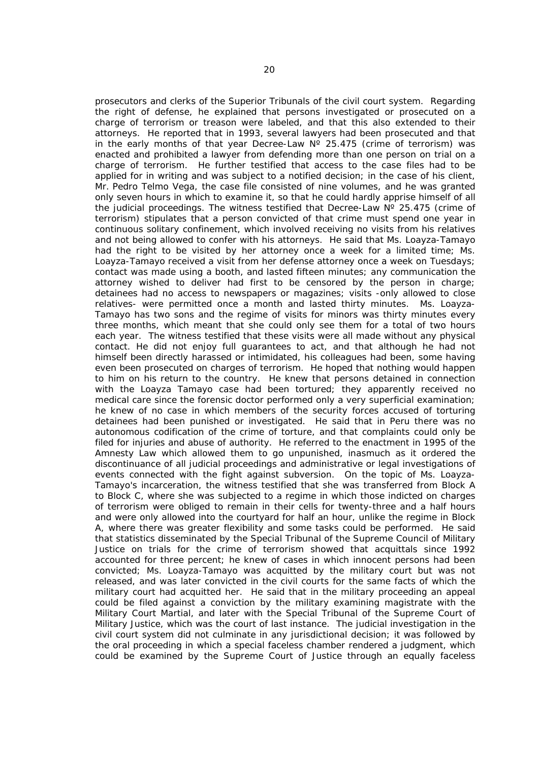prosecutors and clerks of the Superior Tribunals of the civil court system. Regarding the right of defense, he explained that persons investigated or prosecuted on a charge of terrorism or treason were labeled, and that this also extended to their attorneys. He reported that in 1993, several lawyers had been prosecuted and that in the early months of that year Decree-Law Nº 25.475 (crime of terrorism) was enacted and prohibited a lawyer from defending more than one person on trial on a charge of terrorism. He further testified that access to the case files had to be applied for in writing and was subject to a notified decision; in the case of his client, Mr. Pedro Telmo Vega, the case file consisted of nine volumes, and he was granted only seven hours in which to examine it, so that he could hardly apprise himself of all the judicial proceedings. The witness testified that Decree-Law Nº 25.475 (crime of terrorism) stipulates that a person convicted of that crime must spend one year in continuous solitary confinement, which involved receiving no visits from his relatives and not being allowed to confer with his attorneys. He said that Ms. Loayza-Tamayo had the right to be visited by her attorney once a week for a limited time; Ms. Loayza-Tamayo received a visit from her defense attorney once a week on Tuesdays; contact was made using a booth, and lasted fifteen minutes; any communication the attorney wished to deliver had first to be censored by the person in charge; detainees had no access to newspapers or magazines; visits -only allowed to close relatives- were permitted once a month and lasted thirty minutes. Ms. Loayza-Tamayo has two sons and the regime of visits for minors was thirty minutes every three months, which meant that she could only see them for a total of two hours each year. The witness testified that these visits were all made without any physical contact. He did not enjoy full guarantees to act, and that although he had not himself been directly harassed or intimidated, his colleagues had been, some having even been prosecuted on charges of terrorism. He hoped that nothing would happen to him on his return to the country. He knew that persons detained in connection with the Loayza Tamayo case had been tortured; they apparently received no medical care since the forensic doctor performed only a very superficial examination; he knew of no case in which members of the security forces accused of torturing detainees had been punished or investigated. He said that in Peru there was no autonomous codification of the crime of torture, and that complaints could only be filed for injuries and abuse of authority. He referred to the enactment in 1995 of the Amnesty Law which allowed them to go unpunished, inasmuch as it ordered the discontinuance of all judicial proceedings and administrative or legal investigations of events connected with the fight against subversion. On the topic of Ms. Loayza-Tamayo's incarceration, the witness testified that she was transferred from Block A to Block C, where she was subjected to a regime in which those indicted on charges of terrorism were obliged to remain in their cells for twenty-three and a half hours and were only allowed into the courtyard for half an hour, unlike the regime in Block A, where there was greater flexibility and some tasks could be performed. He said that statistics disseminated by the Special Tribunal of the Supreme Council of Military Justice on trials for the crime of terrorism showed that acquittals since 1992 accounted for three percent; he knew of cases in which innocent persons had been convicted; Ms. Loayza-Tamayo was acquitted by the military court but was not released, and was later convicted in the civil courts for the same facts of which the military court had acquitted her. He said that in the military proceeding an appeal could be filed against a conviction by the military examining magistrate with the Military Court Martial, and later with the Special Tribunal of the Supreme Court of Military Justice, which was the court of last instance. The judicial investigation in the civil court system did not culminate in any jurisdictional decision; it was followed by the oral proceeding in which a special faceless chamber rendered a judgment, which could be examined by the Supreme Court of Justice through an equally faceless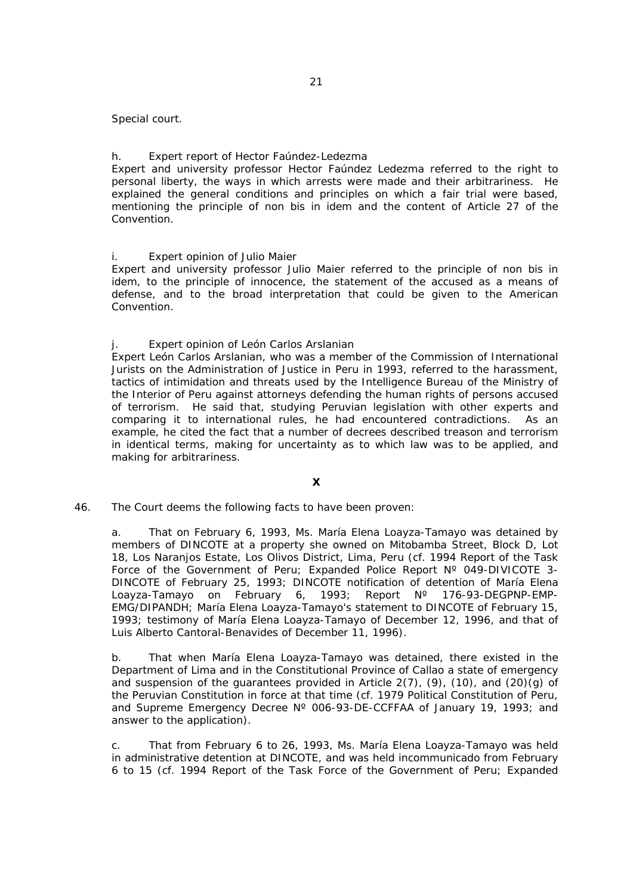Special court.

h. Expert report of Hector Faúndez-Ledezma

Expert and university professor Hector Faúndez Ledezma referred to the right to personal liberty, the ways in which arrests were made and their arbitrariness. He explained the general conditions and principles on which a fair trial were based, mentioning the principle of non bis in idem and the content of Article 27 of the Convention.

i. Expert opinion of Julio Maier

Expert and university professor Julio Maier referred to the principle of non bis in idem, to the principle of innocence, the statement of the accused as a means of defense, and to the broad interpretation that could be given to the American Convention.

j. Expert opinion of León Carlos Arslanian

Expert León Carlos Arslanian, who was a member of the Commission of International Jurists on the Administration of Justice in Peru in 1993, referred to the harassment, tactics of intimidation and threats used by the Intelligence Bureau of the Ministry of the Interior of Peru against attorneys defending the human rights of persons accused of terrorism. He said that, studying Peruvian legislation with other experts and comparing it to international rules, he had encountered contradictions. As an example, he cited the fact that a number of decrees described treason and terrorism in identical terms, making for uncertainty as to which law was to be applied, and making for arbitrariness.

## X

46. The Court deems the following facts to have been proven:

a. That on February 6, 1993, Ms. María Elena Loayza-Tamayo was detained by members of DINCOTE at a property she owned on Mitobamba Street, Block D, Lot 18, Los Naranjos Estate, Los Olivos District, Lima, Peru (cf. 1994 Report of the Task Force of the Government of Peru; Expanded Police Report Nº 049-DIVICOTE 3-DINCOTE of February 25, 1993; DINCOTE notification of detention of María Elena Loayza-Tamayo on February 6, 1993; Report Nº 176-93-DEGPNP-EMP-EMG/DIPANDH; María Elena Loayza-Tamayo's statement to DINCOTE of February 15, 1993; testimony of María Elena Loayza-Tamayo of December 12, 1996, and that of Luis Alberto Cantoral-Benavides of December 11, 1996).

b. That when María Elena Loayza-Tamayo was detained, there existed in the Department of Lima and in the Constitutional Province of Callao a state of emergency and suspension of the guarantees provided in Article 2(7), (9), (10), and (20)(g) of the Peruvian Constitution in force at that time (cf. 1979 Political Constitution of Peru, and Supreme Emergency Decree Nº 006-93-DE-CCFFAA of January 19, 1993; and answer to the application).

c. That from February 6 to 26, 1993, Ms. María Elena Loayza-Tamayo was held in administrative detention at DINCOTE, and was held incommunicado from February 6 to 15 (cf. 1994 Report of the Task Force of the Government of Peru; Expanded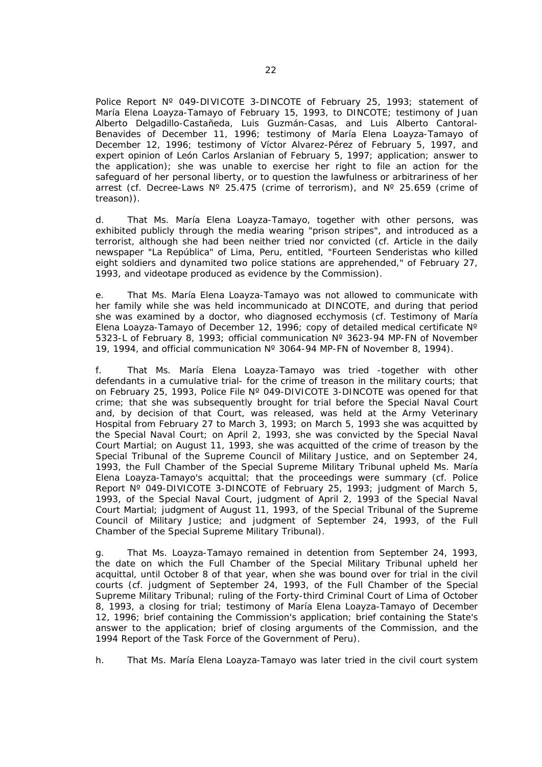Police Report Nº 049-DIVICOTE 3-DINCOTE of February 25, 1993; statement of María Elena Loayza-Tamayo of February 15, 1993, to DINCOTE; testimony of Juan Alberto Delgadillo-Castañeda, Luis Guzmán-Casas, and Luis Alberto Cantoral-Benavides of December 11, 1996; testimony of María Elena Loayza-Tamayo of December 12, 1996; testimony of Víctor Alvarez-Pérez of February 5, 1997, and expert opinion of León Carlos Arslanian of February 5, 1997; application; answer to the application); she was unable to exercise her right to file an action for the safeguard of her personal liberty, or to question the lawfulness or arbitrariness of her arrest (cf. Decree-Laws Nº 25.475 (crime of terrorism), and Nº 25.659 (crime of treason)).

d. That Ms. María Elena Loayza-Tamayo, together with other persons, was exhibited publicly through the media wearing "prison stripes", and introduced as a terrorist, although she had been neither tried nor convicted (cf. Article in the daily newspaper "La República" of Lima, Peru, entitled, "Fourteen Senderistas who killed eight soldiers and dynamited two police stations are apprehended," of February 27, 1993, and videotape produced as evidence by the Commission).

e. That Ms. María Elena Loayza-Tamayo was not allowed to communicate with her family while she was held incommunicado at DINCOTE, and during that period she was examined by a doctor, who diagnosed ecchymosis (cf. Testimony of María Elena Loayza-Tamayo of December 12, 1996; copy of detailed medical certificate Nº 5323-L of February 8, 1993; official communication Nº 3623-94 MP-FN of November 19, 1994, and official communication Nº 3064-94 MP-FN of November 8, 1994).

f. That Ms. María Elena Loayza-Tamayo was tried -together with other defendants in a cumulative trial- for the crime of treason in the military courts; that on February 25, 1993, Police File Nº 049-DIVICOTE 3-DINCOTE was opened for that crime; that she was subsequently brought for trial before the Special Naval Court and, by decision of that Court, was released, was held at the Army Veterinary Hospital from February 27 to March 3, 1993; on March 5, 1993 she was acquitted by the Special Naval Court; on April 2, 1993, she was convicted by the Special Naval Court Martial; on August 11, 1993, she was acquitted of the crime of treason by the Special Tribunal of the Supreme Council of Military Justice, and on September 24, 1993, the Full Chamber of the Special Supreme Military Tribunal upheld Ms. María Elena Loayza-Tamayo's acquittal; that the proceedings were summary (cf. Police Report Nº 049-DIVICOTE 3-DINCOTE of February 25, 1993; judgment of March 5, 1993, of the Special Naval Court, judgment of April 2, 1993 of the Special Naval Court Martial; judgment of August 11, 1993, of the Special Tribunal of the Supreme Council of Military Justice; and judgment of September 24, 1993, of the Full Chamber of the Special Supreme Military Tribunal).

g. That Ms. Loayza-Tamayo remained in detention from September 24, 1993, the date on which the Full Chamber of the Special Military Tribunal upheld her acquittal, until October 8 of that year, when she was bound over for trial in the civil courts (cf. judgment of September 24, 1993, of the Full Chamber of the Special Supreme Military Tribunal; ruling of the Forty-third Criminal Court of Lima of October 8, 1993, a closing for trial; testimony of María Elena Loayza-Tamayo of December 12, 1996; brief containing the Commission's application; brief containing the State's answer to the application; brief of closing arguments of the Commission, and the 1994 Report of the Task Force of the Government of Peru).

h. That Ms. María Elena Loayza-Tamayo was later tried in the civil court system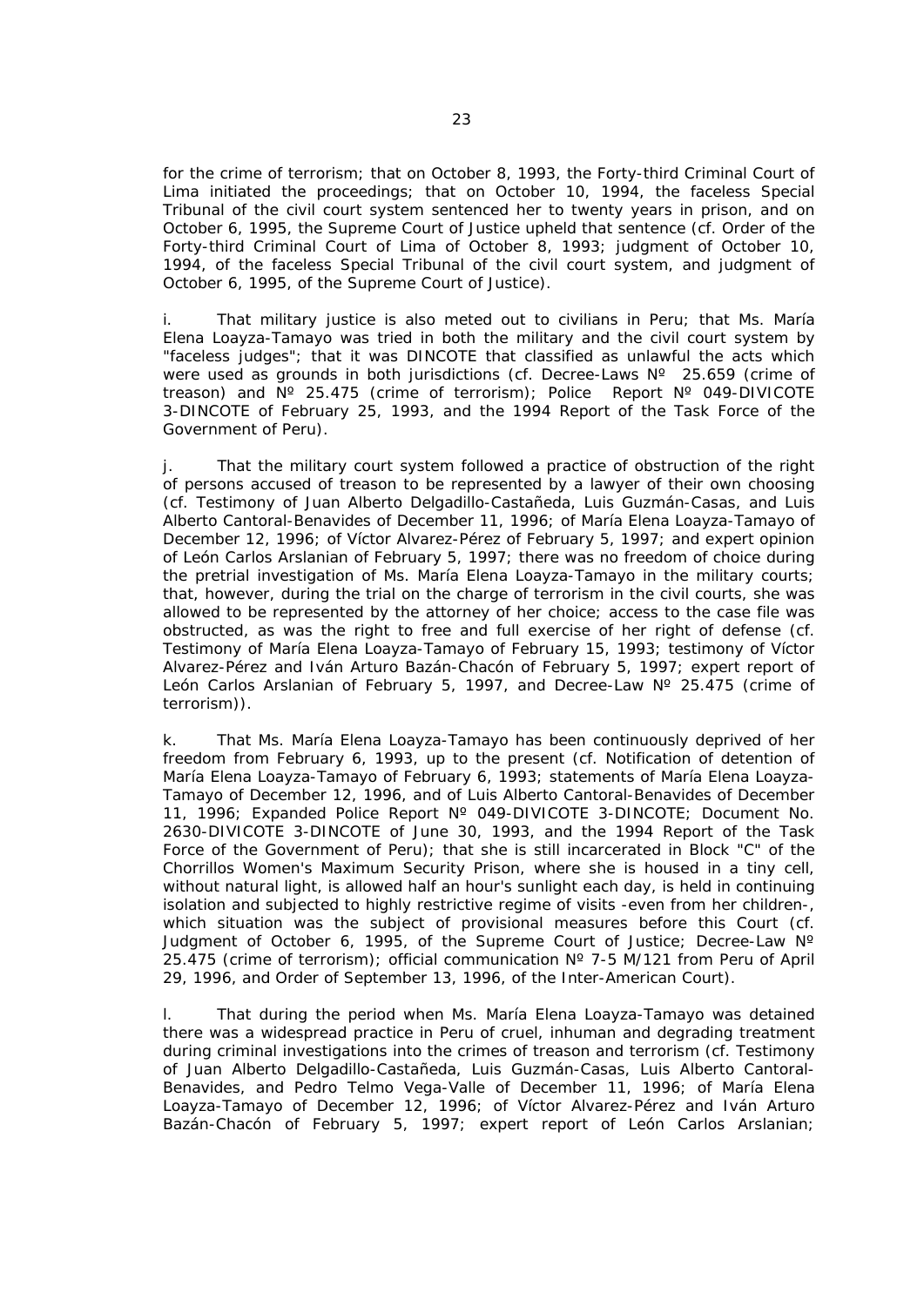for the crime of terrorism; that on October 8, 1993, the Forty-third Criminal Court of Lima initiated the proceedings; that on October 10, 1994, the faceless Special Tribunal of the civil court system sentenced her to twenty years in prison, and on October 6, 1995, the Supreme Court of Justice upheld that sentence (cf. Order of the Forty-third Criminal Court of Lima of October 8, 1993; judgment of October 10, 1994, of the faceless Special Tribunal of the civil court system, and judgment of October 6, 1995, of the Supreme Court of Justice).

i. That military justice is also meted out to civilians in Peru; that Ms. María Elena Loayza-Tamayo was tried in both the military and the civil court system by "faceless judges"; that it was DINCOTE that classified as unlawful the acts which were used as grounds in both jurisdictions (cf. Decree-Laws Nº 25.659 (crime of treason) and Nº 25.475 (crime of terrorism); Police Report Nº 049-DIVICOTE 3-DINCOTE of February 25, 1993, and the 1994 Report of the Task Force of the Government of Peru).

j. That the military court system followed a practice of obstruction of the right of persons accused of treason to be represented by a lawyer of their own choosing (cf. Testimony of Juan Alberto Delgadillo-Castañeda, Luis Guzmán-Casas, and Luis Alberto Cantoral-Benavides of December 11, 1996; of María Elena Loayza-Tamayo of December 12, 1996; of Víctor Alvarez-Pérez of February 5, 1997; and expert opinion of León Carlos Arslanian of February 5, 1997; there was no freedom of choice during the pretrial investigation of Ms. María Elena Loayza-Tamayo in the military courts; that, however, during the trial on the charge of terrorism in the civil courts, she was allowed to be represented by the attorney of her choice; access to the case file was obstructed, as was the right to free and full exercise of her right of defense (cf. Testimony of María Elena Loayza-Tamayo of February 15, 1993; testimony of Víctor Alvarez-Pérez and Iván Arturo Bazán-Chacón of February 5, 1997; expert report of León Carlos Arslanian of February 5, 1997, and Decree-Law Nº 25.475 (crime of terrorism)).

k. That Ms. María Elena Loayza-Tamayo has been continuously deprived of her freedom from February 6, 1993, up to the present (cf. Notification of detention of María Elena Loayza-Tamayo of February 6, 1993; statements of María Elena Loayza-Tamayo of December 12, 1996, and of Luis Alberto Cantoral-Benavides of December 11, 1996; Expanded Police Report Nº 049-DIVICOTE 3-DINCOTE; Document No. 2630-DIVICOTE 3-DINCOTE of June 30, 1993, and the 1994 Report of the Task Force of the Government of Peru); that she is still incarcerated in Block "C" of the Chorrillos Women's Maximum Security Prison, where she is housed in a tiny cell, without natural light, is allowed half an hour's sunlight each day, is held in continuing isolation and subjected to highly restrictive regime of visits -even from her children-, which situation was the subject of provisional measures before this Court (cf. Judgment of October 6, 1995, of the Supreme Court of Justice; Decree-Law Nº 25.475 (crime of terrorism); official communication Nº 7-5 M/121 from Peru of April 29, 1996, and Order of September 13, 1996, of the Inter-American Court).

l. That during the period when Ms. María Elena Loayza-Tamayo was detained there was a widespread practice in Peru of cruel, inhuman and degrading treatment during criminal investigations into the crimes of treason and terrorism (cf. Testimony of Juan Alberto Delgadillo-Castañeda, Luis Guzmán-Casas, Luis Alberto Cantoral-Benavides, and Pedro Telmo Vega-Valle of December 11, 1996; of María Elena Loayza-Tamayo of December 12, 1996; of Víctor Alvarez-Pérez and Iván Arturo Bazán-Chacón of February 5, 1997; expert report of León Carlos Arslanian;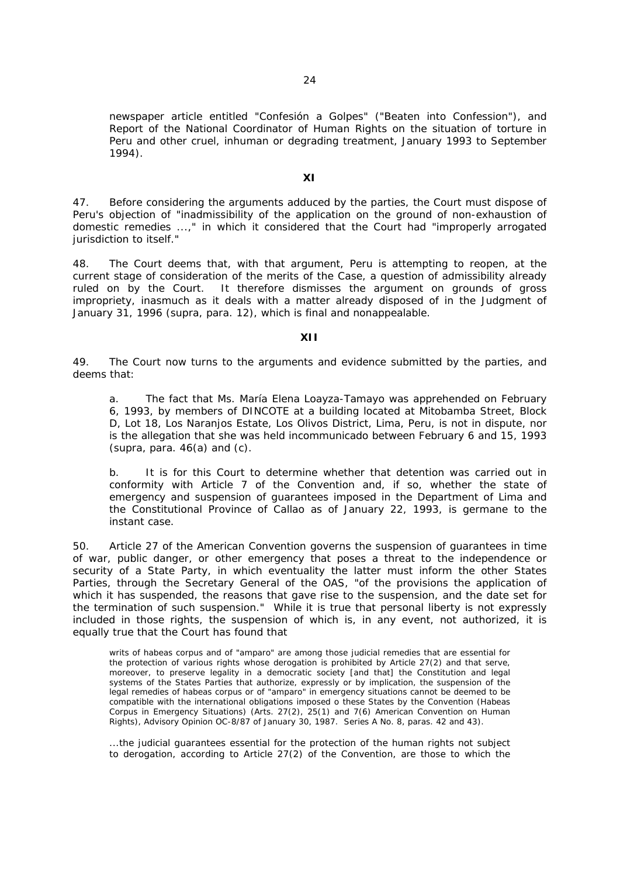newspaper article entitled "Confesión a Golpes" ("Beaten into Confession"), and Report of the National Coordinator of Human Rights on the situation of torture in Peru and other cruel, inhuman or degrading treatment, January 1993 to September 1994).

**XI**

47. Before considering the arguments adduced by the parties, the Court must dispose of Peru's objection of "inadmissibility of the application on the ground of non-exhaustion of domestic remedies ...," in which it considered that the Court had "improperly arrogated jurisdiction to itself."

48. The Court deems that, with that argument, Peru is attempting to reopen, at the current stage of consideration of the merits of the Case, a question of admissibility already ruled on by the Court. It therefore dismisses the argument on grounds of gross impropriety, inasmuch as it deals with a matter already disposed of in the Judgment of January 31, 1996 (*supra*, para. 12), which is final and nonappealable.

**XII**

49. The Court now turns to the arguments and evidence submitted by the parties, and deems that:

> a. The fact that Ms. María Elena Loayza-Tamayo was apprehended on February 6, 1993, by members of DINCOTE at a building located at Mitobamba Street, Block D, Lot 18, Los Naranjos Estate, Los Olivos District, Lima, Peru, is not in dispute, nor is the allegation that she was held incommunicado between February 6 and 15, 1993 (*supra*, para. 46(a) and (c).
>
> b. It is for this Court to determine whether that detention was carried out in conformity with Article 7 of the Convention and, if so, whether the state of emergency and suspension of guarantees imposed in the Department of Lima and the Constitutional Province of Callao as of January 22, 1993, is germane to the instant case.

50. Article 27 of the American Convention governs the suspension of guarantees in time of war, public danger, or other emergency that poses a threat to the independence or security of a State Party, in which eventuality the latter must inform the other States Parties, through the Secretary General of the OAS, "of the provisions the application of which it has suspended, the reasons that gave rise to the suspension, and the date set for the termination of such suspension." While it is true that personal liberty is not expressly included in those rights, the suspension of which is, in any event, not authorized, it is equally true that the Court has found that

> writs of habeas corpus and of "amparo" are among those judicial remedies that are essential for the protection of various rights whose derogation is prohibited by Article 27(2) and that serve, moreover, to preserve legality in a democratic society [and that] the Constitution and legal systems of the States Parties that authorize, expressly or by implication, the suspension of the legal remedies of habeas corpus or of "amparo" in emergency situations cannot be deemed to be compatible with the international obligations imposed o these States by the Convention (*Habeas Corpus in Emergency Situations) (Arts. 27(2), 25(1) and 7(6) American Convention on Human Rights)*, Advisory Opinion OC-8/87 of January 30, 1987. Series A No. 8, paras. 42 and 43).
>
> ...the judicial guarantees essential for the protection of the human rights not subject to derogation, according to Article 27(2) of the Convention, are those to which the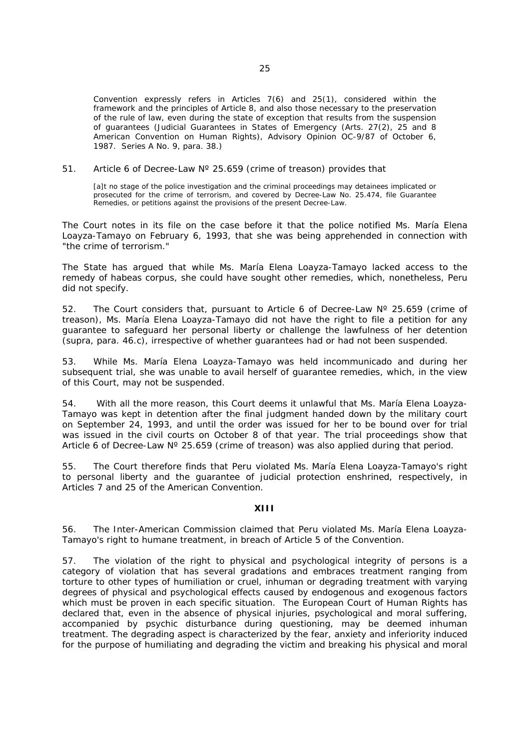Convention expressly refers in Articles 7(6) and 25(1), considered within the framework and the principles of Article 8, and also those necessary to the preservation of the rule of law, even during the state of exception that results from the suspension of guarantees (Judicial Guarantees in States of Emergency (Arts. 27(2), 25 and 8 American Convention on Human Rights), Advisory Opinion OC-9/87 of October 6, 1987. Series A No. 9, para. 38.)

51. Article 6 of Decree-Law Nº 25.659 (crime of treason) provides that

> [a]t no stage of the police investigation and the criminal proceedings may detainees implicated or prosecuted for the crime of terrorism, and covered by Decree-Law No. 25.474, file Guarantee Remedies, or petitions against the provisions of the present Decree-Law.

The Court notes in its file on the case before it that the police notified Ms. María Elena Loayza-Tamayo on February 6, 1993, that she was being apprehended in connection with "the crime of terrorism."

The State has argued that while Ms. María Elena Loayza-Tamayo lacked access to the remedy of habeas corpus, she could have sought other remedies, which, nonetheless, Peru did not specify.

52. The Court considers that, pursuant to Article 6 of Decree-Law Nº 25.659 (crime of treason), Ms. María Elena Loayza-Tamayo did not have the right to file a petition for any guarantee to safeguard her personal liberty or challenge the lawfulness of her detention (supra, para. 46.c), irrespective of whether guarantees had or had not been suspended.

53. While Ms. María Elena Loayza-Tamayo was held incommunicado and during her subsequent trial, she was unable to avail herself of guarantee remedies, which, in the view of this Court, may not be suspended.

54. With all the more reason, this Court deems it unlawful that Ms. María Elena Loayza-Tamayo was kept in detention after the final judgment handed down by the military court on September 24, 1993, and until the order was issued for her to be bound over for trial was issued in the civil courts on October 8 of that year. The trial proceedings show that Article 6 of Decree-Law Nº 25.659 (crime of treason) was also applied during that period.

55. The Court therefore finds that Peru violated Ms. María Elena Loayza-Tamayo's right to personal liberty and the guarantee of judicial protection enshrined, respectively, in Articles 7 and 25 of the American Convention.

## XIII

56. The Inter-American Commission claimed that Peru violated Ms. María Elena Loayza-Tamayo's right to humane treatment, in breach of Article 5 of the Convention.

57. The violation of the right to physical and psychological integrity of persons is a category of violation that has several gradations and embraces treatment ranging from torture to other types of humiliation or cruel, inhuman or degrading treatment with varying degrees of physical and psychological effects caused by endogenous and exogenous factors which must be proven in each specific situation. The European Court of Human Rights has declared that, even in the absence of physical injuries, psychological and moral suffering, accompanied by psychic disturbance during questioning, may be deemed inhuman treatment. The degrading aspect is characterized by the fear, anxiety and inferiority induced for the purpose of humiliating and degrading the victim and breaking his physical and moral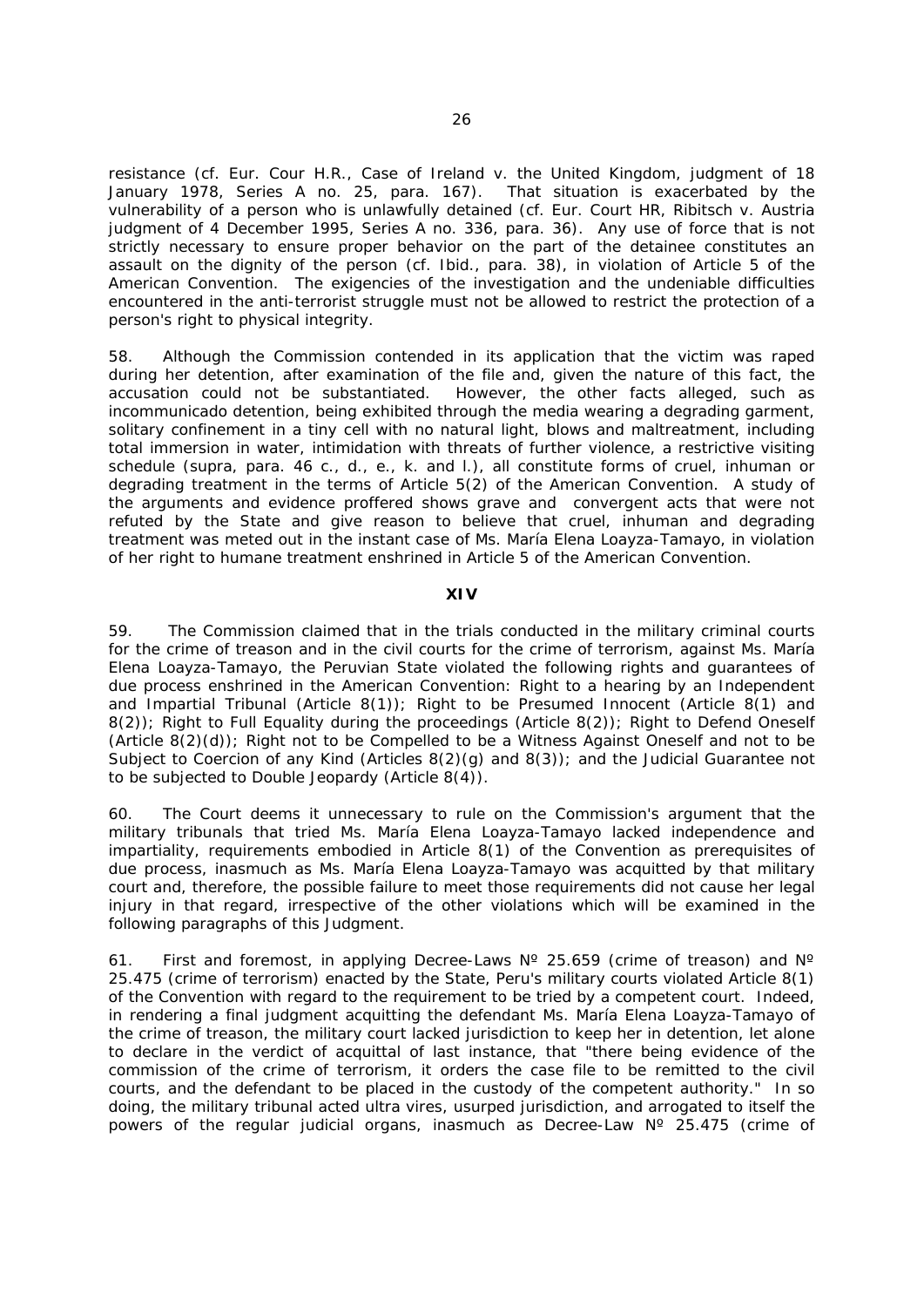resistance (cf. Eur. Cour H.R., Case of Ireland v. the United Kingdom, judgment of 18 January 1978, Series A no. 25, para. 167). That situation is exacerbated by the vulnerability of a person who is unlawfully detained (cf. Eur. Court HR, Ribitsch v. Austria judgment of 4 December 1995, Series A no. 336, para. 36). Any use of force that is not strictly necessary to ensure proper behavior on the part of the detainee constitutes an assault on the dignity of the person (cf. Ibid., para. 38), in violation of Article 5 of the American Convention. The exigencies of the investigation and the undeniable difficulties encountered in the anti-terrorist struggle must not be allowed to restrict the protection of a person's right to physical integrity.

58. Although the Commission contended in its application that the victim was raped during her detention, after examination of the file and, given the nature of this fact, the accusation could not be substantiated. However, the other facts alleged, such as incommunicado detention, being exhibited through the media wearing a degrading garment, solitary confinement in a tiny cell with no natural light, blows and maltreatment, including total immersion in water, intimidation with threats of further violence, a restrictive visiting schedule (supra, para. 46 c., d., e., k. and l.), all constitute forms of cruel, inhuman or degrading treatment in the terms of Article 5(2) of the American Convention. A study of the arguments and evidence proffered shows grave and convergent acts that were not refuted by the State and give reason to believe that cruel, inhuman and degrading treatment was meted out in the instant case of Ms. María Elena Loayza-Tamayo, in violation of her right to humane treatment enshrined in Article 5 of the American Convention.

## XIV

59. The Commission claimed that in the trials conducted in the military criminal courts for the crime of treason and in the civil courts for the crime of terrorism, against Ms. María Elena Loayza-Tamayo, the Peruvian State violated the following rights and guarantees of due process enshrined in the American Convention: Right to a hearing by an Independent and Impartial Tribunal (Article 8(1)); Right to be Presumed Innocent (Article 8(1) and 8(2)); Right to Full Equality during the proceedings (Article 8(2)); Right to Defend Oneself (Article 8(2)(d)); Right not to be Compelled to be a Witness Against Oneself and not to be Subject to Coercion of any Kind (Articles 8(2)(g) and 8(3)); and the Judicial Guarantee not to be subjected to Double Jeopardy (Article 8(4)).

60. The Court deems it unnecessary to rule on the Commission's argument that the military tribunals that tried Ms. María Elena Loayza-Tamayo lacked independence and impartiality, requirements embodied in Article 8(1) of the Convention as prerequisites of due process, inasmuch as Ms. María Elena Loayza-Tamayo was acquitted by that military court and, therefore, the possible failure to meet those requirements did not cause her legal injury in that regard, irrespective of the other violations which will be examined in the following paragraphs of this Judgment.

61. First and foremost, in applying Decree-Laws Nº 25.659 (crime of treason) and Nº 25.475 (crime of terrorism) enacted by the State, Peru's military courts violated Article 8(1) of the Convention with regard to the requirement to be tried by a competent court. Indeed, in rendering a final judgment acquitting the defendant Ms. María Elena Loayza-Tamayo of the crime of treason, the military court lacked jurisdiction to keep her in detention, let alone to declare in the verdict of acquittal of last instance, that "there being evidence of the commission of the crime of terrorism, it orders the case file to be remitted to the civil courts, and the defendant to be placed in the custody of the competent authority." In so doing, the military tribunal acted ultra vires, usurped jurisdiction, and arrogated to itself the powers of the regular judicial organs, inasmuch as Decree-Law Nº 25.475 (crime of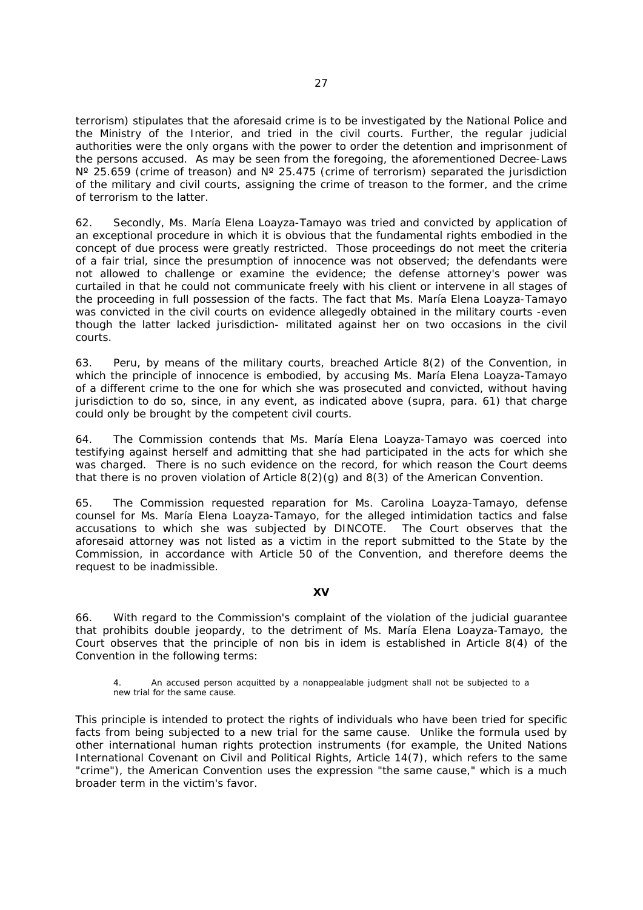terrorism) stipulates that the aforesaid crime is to be investigated by the National Police and the Ministry of the Interior, and tried in the civil courts. Further, the regular judicial authorities were the only organs with the power to order the detention and imprisonment of the persons accused. As may be seen from the foregoing, the aforementioned Decree-Laws Nº 25.659 (crime of treason) and Nº 25.475 (crime of terrorism) separated the jurisdiction of the military and civil courts, assigning the crime of treason to the former, and the crime of terrorism to the latter.

62. Secondly, Ms. María Elena Loayza-Tamayo was tried and convicted by application of an exceptional procedure in which it is obvious that the fundamental rights embodied in the concept of due process were greatly restricted. Those proceedings do not meet the criteria of a fair trial, since the presumption of innocence was not observed; the defendants were not allowed to challenge or examine the evidence; the defense attorney's power was curtailed in that he could not communicate freely with his client or intervene in all stages of the proceeding in full possession of the facts. The fact that Ms. María Elena Loayza-Tamayo was convicted in the civil courts on evidence allegedly obtained in the military courts -even though the latter lacked jurisdiction- militated against her on two occasions in the civil courts.

63. Peru, by means of the military courts, breached Article 8(2) of the Convention, in which the principle of innocence is embodied, by accusing Ms. María Elena Loayza-Tamayo of a different crime to the one for which she was prosecuted and convicted, without having jurisdiction to do so, since, in any event, as indicated above (supra, para. 61) that charge could only be brought by the competent civil courts.

64. The Commission contends that Ms. María Elena Loayza-Tamayo was coerced into testifying against herself and admitting that she had participated in the acts for which she was charged. There is no such evidence on the record, for which reason the Court deems that there is no proven violation of Article 8(2)(g) and 8(3) of the American Convention.

65. The Commission requested reparation for Ms. Carolina Loayza-Tamayo, defense counsel for Ms. María Elena Loayza-Tamayo, for the alleged intimidation tactics and false accusations to which she was subjected by DINCOTE. The Court observes that the aforesaid attorney was not listed as a victim in the report submitted to the State by the Commission, in accordance with Article 50 of the Convention, and therefore deems the request to be inadmissible.

## XV

66. With regard to the Commission's complaint of the violation of the judicial guarantee that prohibits double jeopardy, to the detriment of Ms. María Elena Loayza-Tamayo, the Court observes that the principle of non bis in idem is established in Article 8(4) of the Convention in the following terms:

> 4. An accused person acquitted by a nonappealable judgment shall not be subjected to a new trial for the same cause.

This principle is intended to protect the rights of individuals who have been tried for specific facts from being subjected to a new trial for the same cause. Unlike the formula used by other international human rights protection instruments (for example, the United Nations International Covenant on Civil and Political Rights, Article 14(7), which refers to the same "crime"), the American Convention uses the expression "the same cause," which is a much broader term in the victim's favor.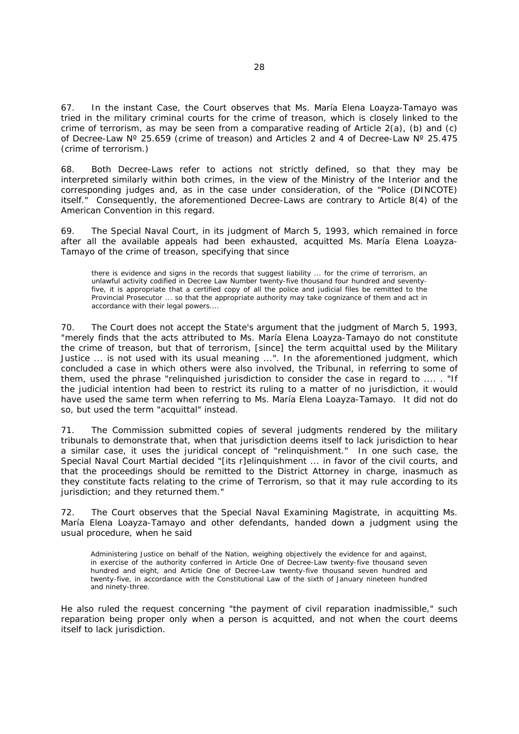67. In the instant Case, the Court observes that Ms. María Elena Loayza-Tamayo was tried in the military criminal courts for the crime of treason, which is closely linked to the crime of terrorism, as may be seen from a comparative reading of Article 2(a), (b) and (c) of Decree-Law Nº 25.659 (crime of treason) and Articles 2 and 4 of Decree-Law Nº 25.475 (crime of terrorism.)

68. Both Decree-Laws refer to actions not strictly defined, so that they may be interpreted similarly within both crimes, in the view of the Ministry of the Interior and the corresponding judges and, as in the case under consideration, of the "Police (DINCOTE) itself." Consequently, the aforementioned Decree-Laws are contrary to Article 8(4) of the American Convention in this regard.

69. The Special Naval Court, in its judgment of March 5, 1993, which remained in force after all the available appeals had been exhausted, acquitted Ms. María Elena Loayza-Tamayo of the crime of treason, specifying that since

> there is evidence and signs in the records that suggest liability ... for the crime of terrorism, an unlawful activity codified in Decree Law Number twenty-five thousand four hundred and seventy-five, it is appropriate that a certified copy of all the police and judicial files be remitted to the Provincial Prosecutor ... so that the appropriate authority may take cognizance of them and act in accordance with their legal powers....

70. The Court does not accept the State's argument that the judgment of March 5, 1993, "merely finds that the acts attributed to Ms. María Elena Loayza-Tamayo do not constitute the crime of treason, but that of terrorism, [since] the term acquittal used by the Military Justice ... is not used with its usual meaning ...". In the aforementioned judgment, which concluded a case in which others were also involved, the Tribunal, in referring to some of them, used the phrase "relinquished jurisdiction to consider the case in regard to .... . "If the judicial intention had been to restrict its ruling to a matter of no jurisdiction, it would have used the same term when referring to Ms. María Elena Loayza-Tamayo. It did not do so, but used the term "acquittal" instead.

71. The Commission submitted copies of several judgments rendered by the military tribunals to demonstrate that, when that jurisdiction deems itself to lack jurisdiction to hear a similar case, it uses the juridical concept of "relinquishment." In one such case, the Special Naval Court Martial decided "[its r]elinquishment ... in favor of the civil courts, and that the proceedings should be remitted to the District Attorney in charge, inasmuch as they constitute facts relating to the crime of Terrorism, so that it may rule according to its jurisdiction; and they returned them."

72. The Court observes that the Special Naval Examining Magistrate, in acquitting Ms. María Elena Loayza-Tamayo and other defendants, handed down a judgment using the usual procedure, when he said

> Administering Justice on behalf of the Nation, weighing objectively the evidence for and against, in exercise of the authority conferred in Article One of Decree-Law twenty-five thousand seven hundred and eight, and Article One of Decree-Law twenty-five thousand seven hundred and twenty-five, in accordance with the Constitutional Law of the sixth of January nineteen hundred and ninety-three.

He also ruled the request concerning "the payment of civil reparation inadmissible," such reparation being proper only when a person is acquitted, and not when the court deems itself to lack jurisdiction.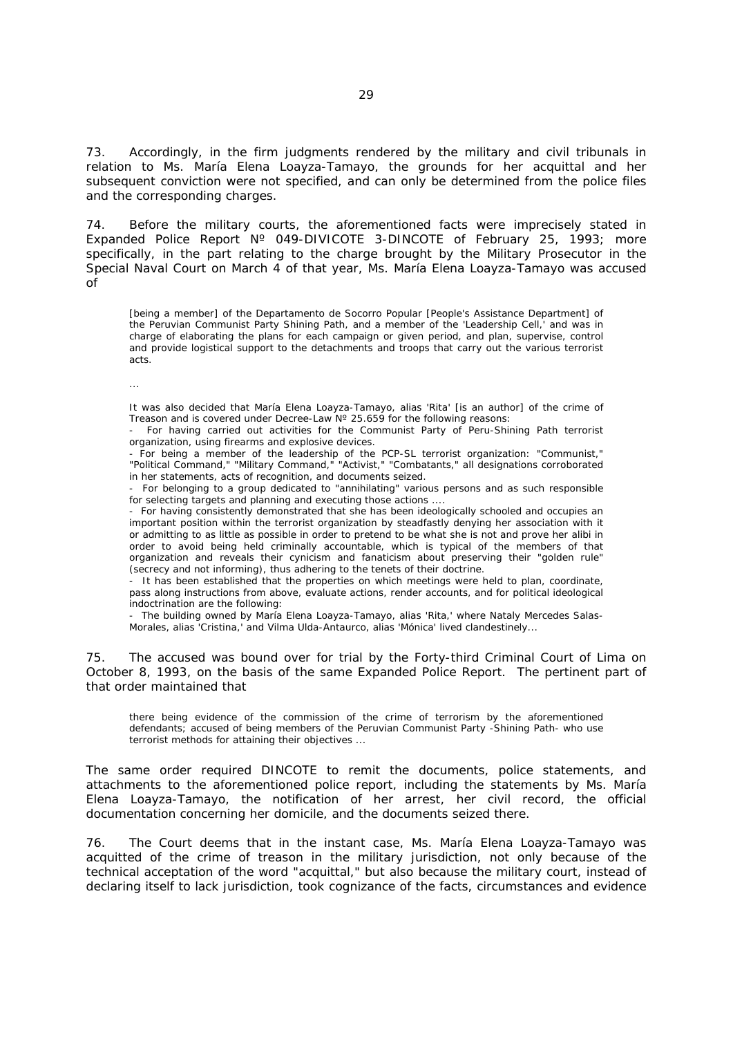73. Accordingly, in the firm judgments rendered by the military and civil tribunals in relation to Ms. María Elena Loayza-Tamayo, the grounds for her acquittal and her subsequent conviction were not specified, and can only be determined from the police files and the corresponding charges.

74. Before the military courts, the aforementioned facts were imprecisely stated in Expanded Police Report Nº 049-DIVICOTE 3-DINCOTE of February 25, 1993; more specifically, in the part relating to the charge brought by the Military Prosecutor in the Special Naval Court on March 4 of that year, Ms. María Elena Loayza-Tamayo was accused of

> [being a member] of the Departamento de Socorro Popular [People's Assistance Department] of the Peruvian Communist Party Shining Path, and a member of the 'Leadership Cell,' and was in charge of elaborating the plans for each campaign or given period, and plan, supervise, control and provide logistical support to the detachments and troops that carry out the various terrorist acts.
>
> ...
>
> It was also decided that María Elena Loayza-Tamayo, alias 'Rita' [is an author] of the crime of Treason and is covered under Decree-Law Nº 25.659 for the following reasons:
>
> - For having carried out activities for the Communist Party of Peru-Shining Path terrorist organization, using firearms and explosive devices.
> - For being a member of the leadership of the PCP-SL terrorist organization: "Communist," "Political Command," "Military Command," "Activist," "Combatants," all designations corroborated in her statements, acts of recognition, and documents seized.
> - For belonging to a group dedicated to "annihilating" various persons and as such responsible for selecting targets and planning and executing those actions ....
> - For having consistently demonstrated that she has been ideologically schooled and occupies an important position within the terrorist organization by steadfastly denying her association with it or admitting to as little as possible in order to pretend to be what she is not and prove her alibi in order to avoid being held criminally accountable, which is typical of the members of that organization and reveals their cynicism and fanaticism about preserving their "golden rule" (secrecy and not informing), thus adhering to the tenets of their doctrine.
> - It has been established that the properties on which meetings were held to plan, coordinate, pass along instructions from above, evaluate actions, render accounts, and for political ideological indoctrination are the following:
> - The building owned by María Elena Loayza-Tamayo, alias 'Rita,' where Nataly Mercedes Salas-Morales, alias 'Cristina,' and Vilma Ulda-Antaurco, alias 'Mónica' lived clandestinely...

75. The accused was bound over for trial by the Forty-third Criminal Court of Lima on October 8, 1993, on the basis of the same Expanded Police Report. The pertinent part of that order maintained that

> there being evidence of the commission of the crime of terrorism by the aforementioned defendants; accused of being members of the Peruvian Communist Party -Shining Path- who use terrorist methods for attaining their objectives ...

The same order required DINCOTE to remit the documents, police statements, and attachments to the aforementioned police report, including the statements by Ms. María Elena Loayza-Tamayo, the notification of her arrest, her civil record, the official documentation concerning her domicile, and the documents seized there.

76. The Court deems that in the instant case, Ms. María Elena Loayza-Tamayo was acquitted of the crime of treason in the military jurisdiction, not only because of the technical acceptation of the word "acquittal," but also because the military court, instead of declaring itself to lack jurisdiction, took cognizance of the facts, circumstances and evidence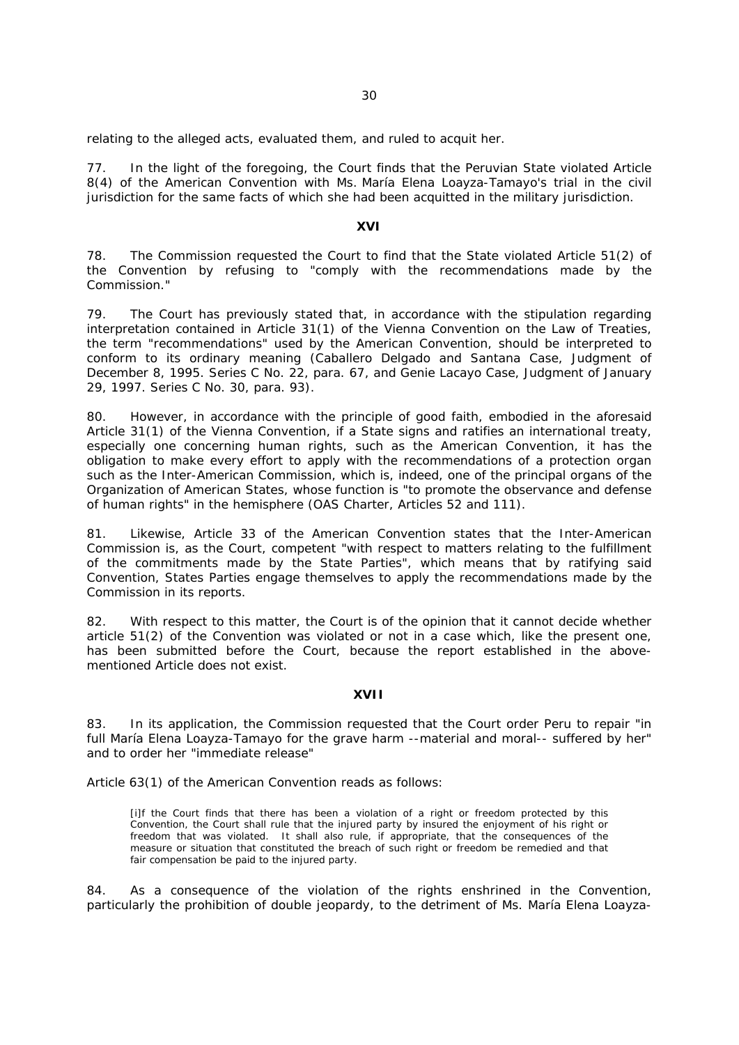relating to the alleged acts, evaluated them, and ruled to acquit her.

77. In the light of the foregoing, the Court finds that the Peruvian State violated Article 8(4) of the American Convention with Ms. María Elena Loayza-Tamayo's trial in the civil jurisdiction for the same facts of which she had been acquitted in the military jurisdiction.

**XVI**

78. The Commission requested the Court to find that the State violated Article 51(2) of the Convention by refusing to "comply with the recommendations made by the Commission."

79. The Court has previously stated that, in accordance with the stipulation regarding interpretation contained in Article 31(1) of the Vienna Convention on the Law of Treaties, the term "recommendations" used by the American Convention, should be interpreted to conform to its ordinary meaning (Caballero Delgado and Santana Case, Judgment of December 8, 1995. Series C No. 22, para. 67, and Genie Lacayo Case, Judgment of January 29, 1997. Series C No. 30, para. 93).

80. However, in accordance with the principle of good faith, embodied in the aforesaid Article 31(1) of the Vienna Convention, if a State signs and ratifies an international treaty, especially one concerning human rights, such as the American Convention, it has the obligation to make every effort to apply with the recommendations of a protection organ such as the Inter-American Commission, which is, indeed, one of the principal organs of the Organization of American States, whose function is "to promote the observance and defense of human rights" in the hemisphere (OAS Charter, Articles 52 and 111).

81. Likewise, Article 33 of the American Convention states that the Inter-American Commission is, as the Court, competent "with respect to matters relating to the fulfillment of the commitments made by the State Parties", which means that by ratifying said Convention, States Parties engage themselves to apply the recommendations made by the Commission in its reports.

82. With respect to this matter, the Court is of the opinion that it cannot decide whether article 51(2) of the Convention was violated or not in a case which, like the present one, has been submitted before the Court, because the report established in the above-mentioned Article does not exist.

**XVII**

83. In its application, the Commission requested that the Court order Peru to repair "in full María Elena Loayza-Tamayo for the grave harm --material and moral-- suffered by her" and to order her "immediate release"

Article 63(1) of the American Convention reads as follows:

> [i]f the Court finds that there has been a violation of a right or freedom protected by this Convention, the Court shall rule that the injured party by insured the enjoyment of his right or freedom that was violated. It shall also rule, if appropriate, that the consequences of the measure or situation that constituted the breach of such right or freedom be remedied and that fair compensation be paid to the injured party.

84. As a consequence of the violation of the rights enshrined in the Convention, particularly the prohibition of double jeopardy, to the detriment of Ms. María Elena Loayza-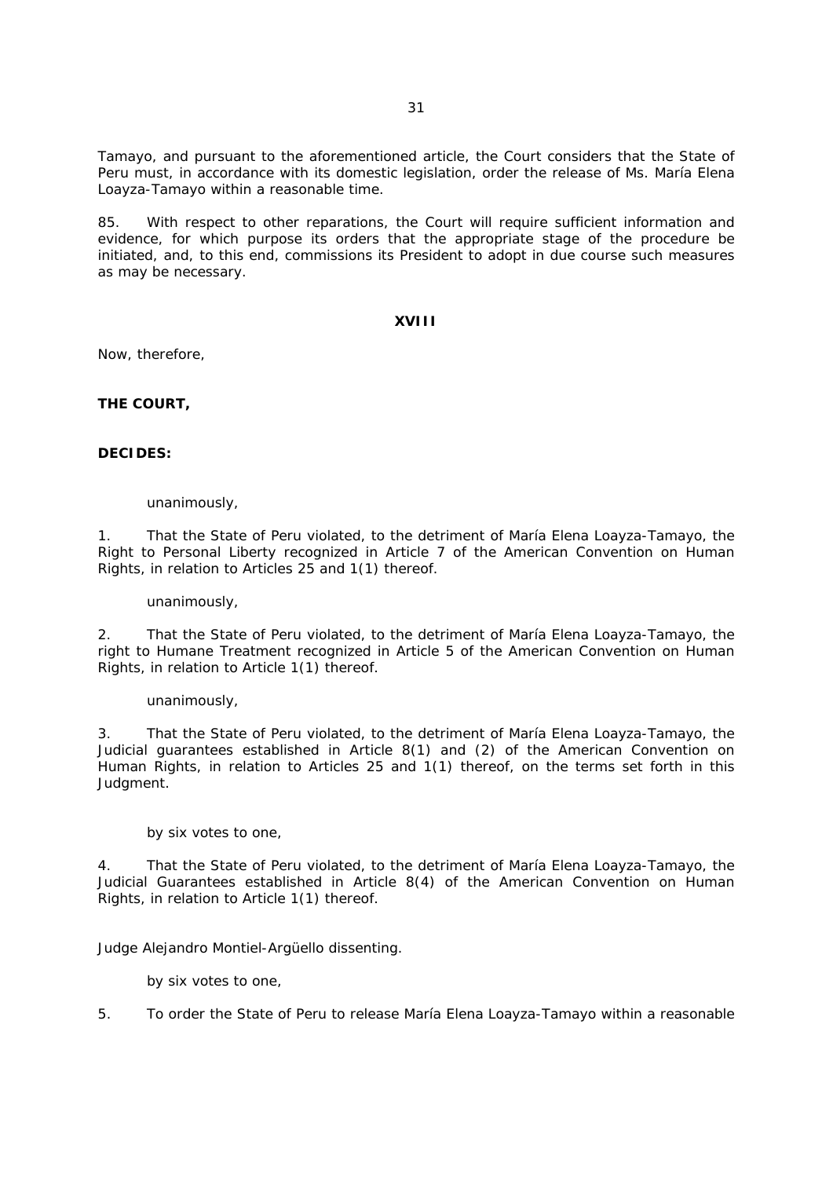Tamayo, and pursuant to the aforementioned article, the Court considers that the State of Peru must, in accordance with its domestic legislation, order the release of Ms. María Elena Loayza-Tamayo within a reasonable time.

85. With respect to other reparations, the Court will require sufficient information and evidence, for which purpose its orders that the appropriate stage of the procedure be initiated, and, to this end, commissions its President to adopt in due course such measures as may be necessary.

## XVIII

Now, therefore,

**THE COURT,**

**DECIDES:**

unanimously,

1. That the State of Peru violated, to the detriment of María Elena Loayza-Tamayo, the Right to Personal Liberty recognized in Article 7 of the American Convention on Human Rights, in relation to Articles 25 and 1(1) thereof.

unanimously,

2. That the State of Peru violated, to the detriment of María Elena Loayza-Tamayo, the right to Humane Treatment recognized in Article 5 of the American Convention on Human Rights, in relation to Article 1(1) thereof.

unanimously,

3. That the State of Peru violated, to the detriment of María Elena Loayza-Tamayo, the Judicial guarantees established in Article 8(1) and (2) of the American Convention on Human Rights, in relation to Articles 25 and 1(1) thereof, on the terms set forth in this Judgment.

by six votes to one,

4. That the State of Peru violated, to the detriment of María Elena Loayza-Tamayo, the Judicial Guarantees established in Article 8(4) of the American Convention on Human Rights, in relation to Article 1(1) thereof.

Judge Alejandro Montiel-Argüello dissenting.

by six votes to one,

5. To order the State of Peru to release María Elena Loayza-Tamayo within a reasonable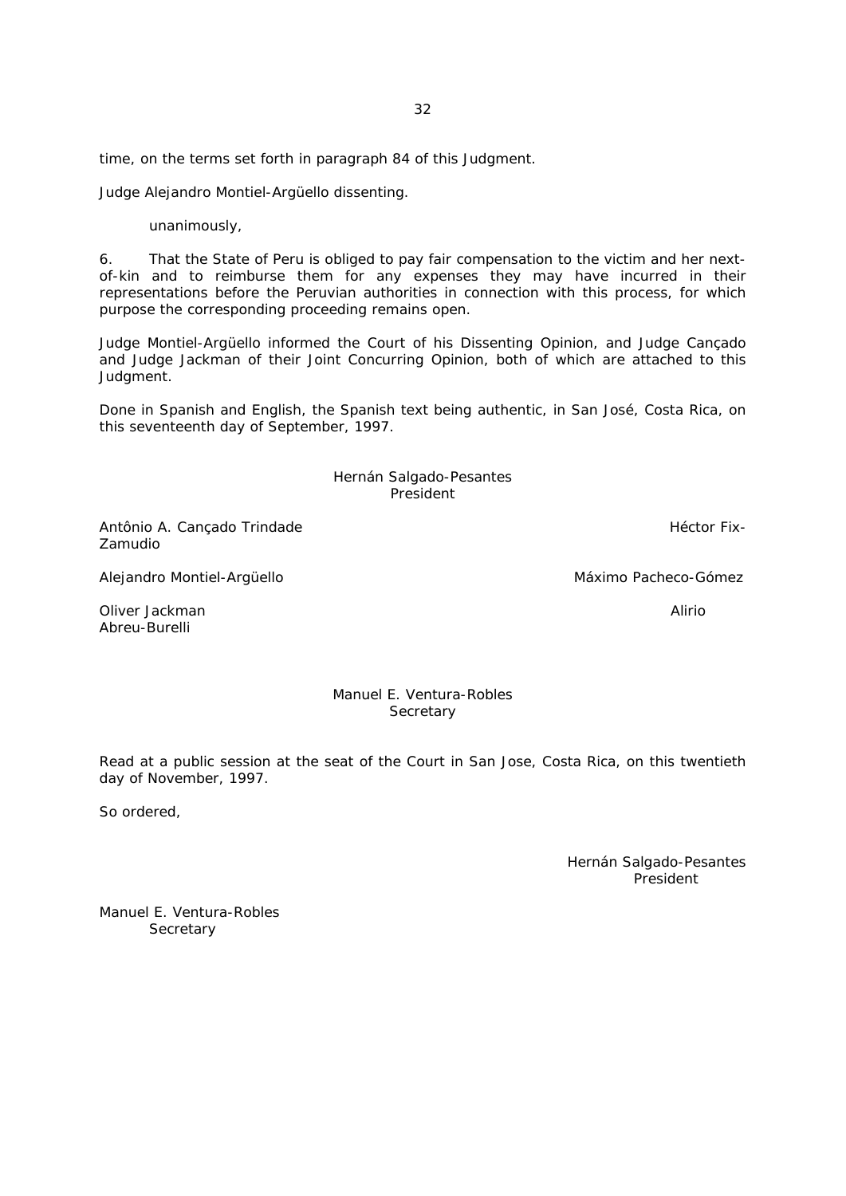time, on the terms set forth in paragraph 84 of this Judgment.

Judge Alejandro Montiel-Argüello dissenting.

unanimously,

6. That the State of Peru is obliged to pay fair compensation to the victim and her next-of-kin and to reimburse them for any expenses they may have incurred in their representations before the Peruvian authorities in connection with this process, for which purpose the corresponding proceeding remains open.

Judge Montiel-Argüello informed the Court of his Dissenting Opinion, and Judge Cançado and Judge Jackman of their Joint Concurring Opinion, both of which are attached to this Judgment.

Done in Spanish and English, the Spanish text being authentic, in San José, Costa Rica, on this seventeenth day of September, 1997.

Hernán Salgado-Pesantes
President

Antônio A. Cançado Trindade

Héctor Fix-Zamudio

Alejandro Montiel-Argüello

Máximo Pacheco-Gómez

Oliver Jackman

Alirio Abreu-Burelli

Manuel E. Ventura-Robles
Secretary

Read at a public session at the seat of the Court in San Jose, Costa Rica, on this twentieth day of November, 1997.

So ordered,

Hernán Salgado-Pesantes
President

Manuel E. Ventura-Robles
Secretary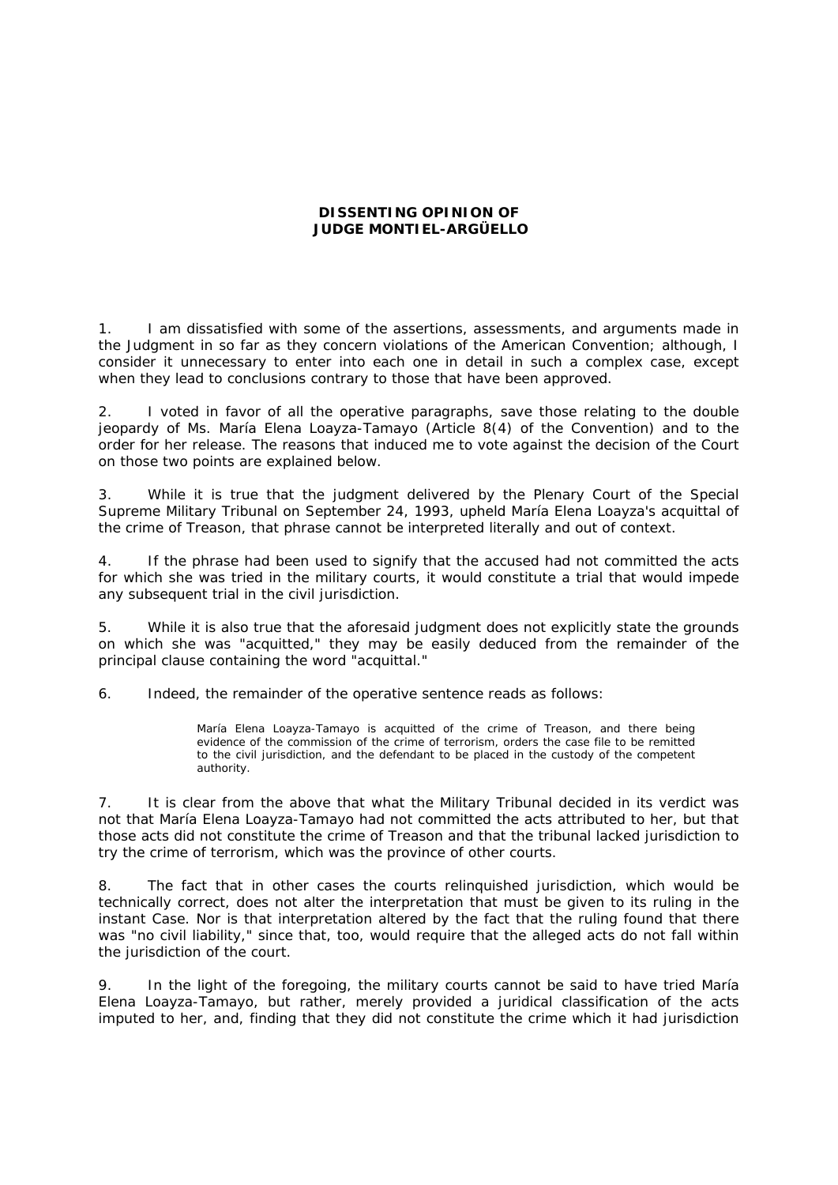**DISSENTING OPINION OF**
**JUDGE MONTIEL-ARGÜELLO**

1. I am dissatisfied with some of the assertions, assessments, and arguments made in the Judgment in so far as they concern violations of the American Convention; although, I consider it unnecessary to enter into each one in detail in such a complex case, except when they lead to conclusions contrary to those that have been approved.

2. I voted in favor of all the operative paragraphs, save those relating to the double jeopardy of Ms. María Elena Loayza-Tamayo (Article 8(4) of the Convention) and to the order for her release. The reasons that induced me to vote against the decision of the Court on those two points are explained below.

3. While it is true that the judgment delivered by the Plenary Court of the Special Supreme Military Tribunal on September 24, 1993, upheld María Elena Loayza's acquittal of the crime of Treason, that phrase cannot be interpreted literally and out of context.

4. If the phrase had been used to signify that the accused had not committed the acts for which she was tried in the military courts, it would constitute a trial that would impede any subsequent trial in the civil jurisdiction.

5. While it is also true that the aforesaid judgment does not explicitly state the grounds on which she was "acquitted," they may be easily deduced from the remainder of the principal clause containing the word "acquittal."

6. Indeed, the remainder of the operative sentence reads as follows:

> María Elena Loayza-Tamayo is acquitted of the crime of Treason, and there being evidence of the commission of the crime of terrorism, orders the case file to be remitted to the civil jurisdiction, and the defendant to be placed in the custody of the competent authority.

7. It is clear from the above that what the Military Tribunal decided in its verdict was not that María Elena Loayza-Tamayo had not committed the acts attributed to her, but that those acts did not constitute the crime of Treason and that the tribunal lacked jurisdiction to try the crime of terrorism, which was the province of other courts.

8. The fact that in other cases the courts relinquished jurisdiction, which would be technically correct, does not alter the interpretation that must be given to its ruling in the instant Case. Nor is that interpretation altered by the fact that the ruling found that there was "no civil liability," since that, too, would require that the alleged acts do not fall within the jurisdiction of the court.

9. In the light of the foregoing, the military courts cannot be said to have tried María Elena Loayza-Tamayo, but rather, merely provided a juridical classification of the acts imputed to her, and, finding that they did not constitute the crime which it had jurisdiction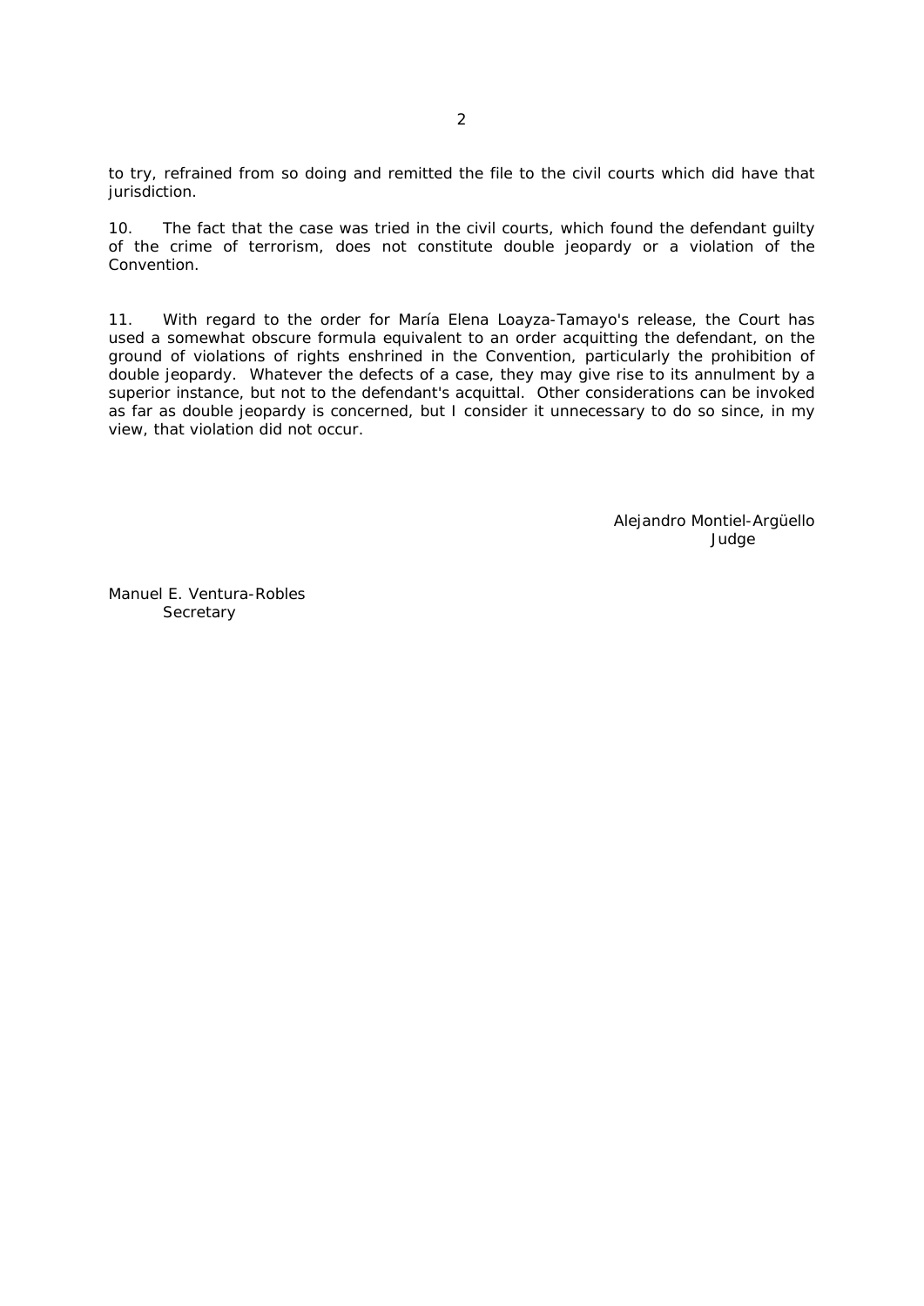to try, refrained from so doing and remitted the file to the civil courts which did have that jurisdiction.

10. The fact that the case was tried in the civil courts, which found the defendant guilty of the crime of terrorism, does not constitute double jeopardy or a violation of the Convention.

11. With regard to the order for María Elena Loayza-Tamayo's release, the Court has used a somewhat obscure formula equivalent to an order acquitting the defendant, on the ground of violations of rights enshrined in the Convention, particularly the prohibition of double jeopardy. Whatever the defects of a case, they may give rise to its annulment by a superior instance, but not to the defendant's acquittal. Other considerations can be invoked as far as double jeopardy is concerned, but I consider it unnecessary to do so since, in my view, that violation did not occur.

Alejandro Montiel-Argüello
Judge

Manuel E. Ventura-Robles
Secretary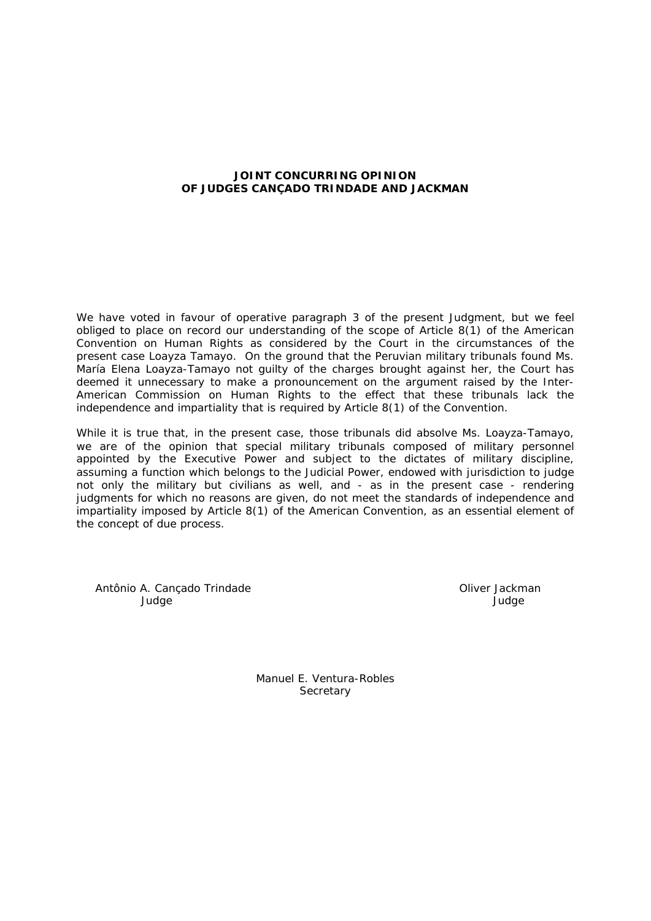**JOINT CONCURRING OPINION**
**OF JUDGES CANÇADO TRINDADE AND JACKMAN**

We have voted in favour of operative paragraph 3 of the present Judgment, but we feel obliged to place on record our understanding of the scope of Article 8(1) of the American Convention on Human Rights as considered by the Court in the circumstances of the present case Loayza Tamayo. On the ground that the Peruvian military tribunals found Ms. María Elena Loayza-Tamayo not guilty of the charges brought against her, the Court has deemed it unnecessary to make a pronouncement on the argument raised by the Inter-American Commission on Human Rights to the effect that these tribunals lack the independence and impartiality that is required by Article 8(1) of the Convention.

While it is true that, in the present case, those tribunals did absolve Ms. Loayza-Tamayo, we are of the opinion that special military tribunals composed of military personnel appointed by the Executive Power and subject to the dictates of military discipline, assuming a function which belongs to the Judicial Power, endowed with jurisdiction to judge not only the military but civilians as well, and - as in the present case - rendering judgments for which no reasons are given, do not meet the standards of independence and impartiality imposed by Article 8(1) of the American Convention, as an essential element of the concept of due process.

Antônio A. Cançado Trindade
Judge

Oliver Jackman
Judge

Manuel E. Ventura-Robles
Secretary